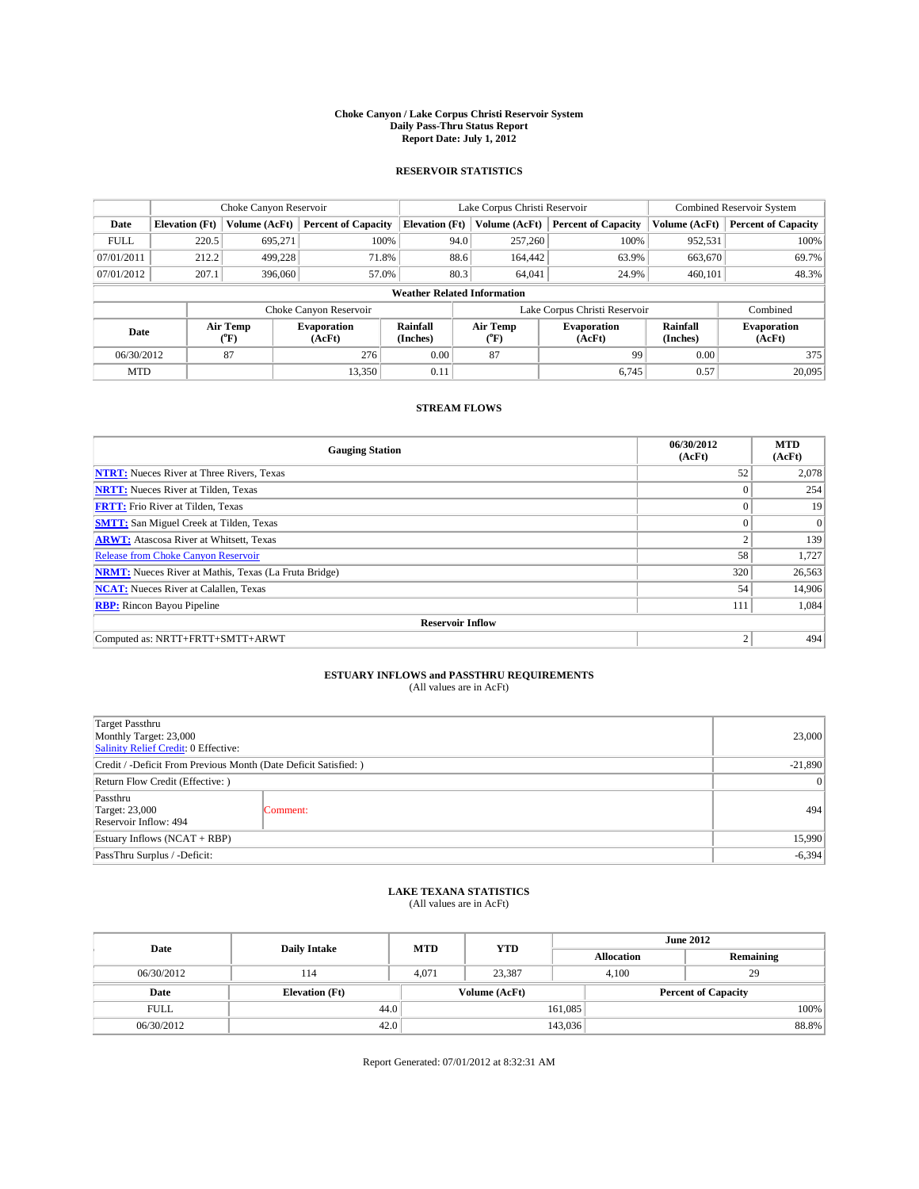# Choke Canyon / Lake Corpus Christi Reservoir System
## Daily Pass-Thru Status Report
### Report Date: July 1, 2012

## RESERVOIR STATISTICS

| | Choke Canyon Reservoir | | | Lake Corpus Christi Reservoir | | | Combined Reservoir System | |
|---|---|---|---|---|---|---|---|---|
| Date | Elevation (Ft) | Volume (AcFt) | Percent of Capacity | Elevation (Ft) | Volume (AcFt) | Percent of Capacity | Volume (AcFt) | Percent of Capacity |
| FULL | 220.5 | 695,271 | 100% | 94.0 | 257,260 | 100% | 952,531 | 100% |
| 07/01/2011 | 212.2 | 499,228 | 71.8% | 88.6 | 164,442 | 63.9% | 663,670 | 69.7% |
| 07/01/2012 | 207.1 | 396,060 | 57.0% | 80.3 | 64,041 | 24.9% | 460,101 | 48.3% |

**Weather Related Information**

| | Choke Canyon Reservoir | | | Lake Corpus Christi Reservoir | | | Combined |
|---|---|---|---|---|---|---|---|
| Date | Air Temp (°F) | Evaporation (AcFt) | Rainfall (Inches) | Air Temp (°F) | Evaporation (AcFt) | Rainfall (Inches) | Evaporation (AcFt) |
| 06/30/2012 | 87 | 276 | 0.00 | 87 | 99 | 0.00 | 375 |
| MTD | | 13,350 | 0.11 | | 6,745 | 0.57 | 20,095 |

## STREAM FLOWS

| Gauging Station | 06/30/2012 (AcFt) | MTD (AcFt) |
|---|---|---|
| NTRT: Nueces River at Three Rivers, Texas | 52 | 2,078 |
| NRTT: Nueces River at Tilden, Texas | 0 | 254 |
| FRTT: Frio River at Tilden, Texas | 0 | 19 |
| SMTT: San Miguel Creek at Tilden, Texas | 0 | 0 |
| ARWT: Atascosa River at Whitsett, Texas | 2 | 139 |
| Release from Choke Canyon Reservoir | 58 | 1,727 |
| NRMT: Nueces River at Mathis, Texas (La Fruta Bridge) | 320 | 26,563 |
| NCAT: Nueces River at Calallen, Texas | 54 | 14,906 |
| RBP: Rincon Bayou Pipeline | 111 | 1,084 |
| **Reservoir Inflow** | | |
| Computed as: NRTT+FRTT+SMTT+ARWT | 2 | 494 |

## ESTUARY INFLOWS and PASSTHRU REQUIREMENTS
(All values are in AcFt)

| | | |
|---|---|---|
| Target Passthru<br>Monthly Target: 23,000<br>Salinity Relief Credit: 0 Effective: | | 23,000 |
| Credit / -Deficit From Previous Month (Date Deficit Satisfied: ) | | -21,890 |
| Return Flow Credit (Effective: ) | | 0 |
| Passthru<br>Target: 23,000<br>Reservoir Inflow: 494 | Comment: | 494 |
| Estuary Inflows (NCAT + RBP) | | 15,990 |
| PassThru Surplus / -Deficit: | | -6,394 |

## LAKE TEXANA STATISTICS
(All values are in AcFt)

| Date | Daily Intake | MTD | YTD | June 2012 Allocation | June 2012 Remaining |
|---|---|---|---|---|---|
| 06/30/2012 | 114 | 4,071 | 23,387 | 4,100 | 29 |

| Date | Elevation (Ft) | Volume (AcFt) | Percent of Capacity |
|---|---|---|---|
| FULL | 44.0 | 161,085 | 100% |
| 06/30/2012 | 42.0 | 143,036 | 88.8% |

Report Generated: 07/01/2012 at 8:32:31 AM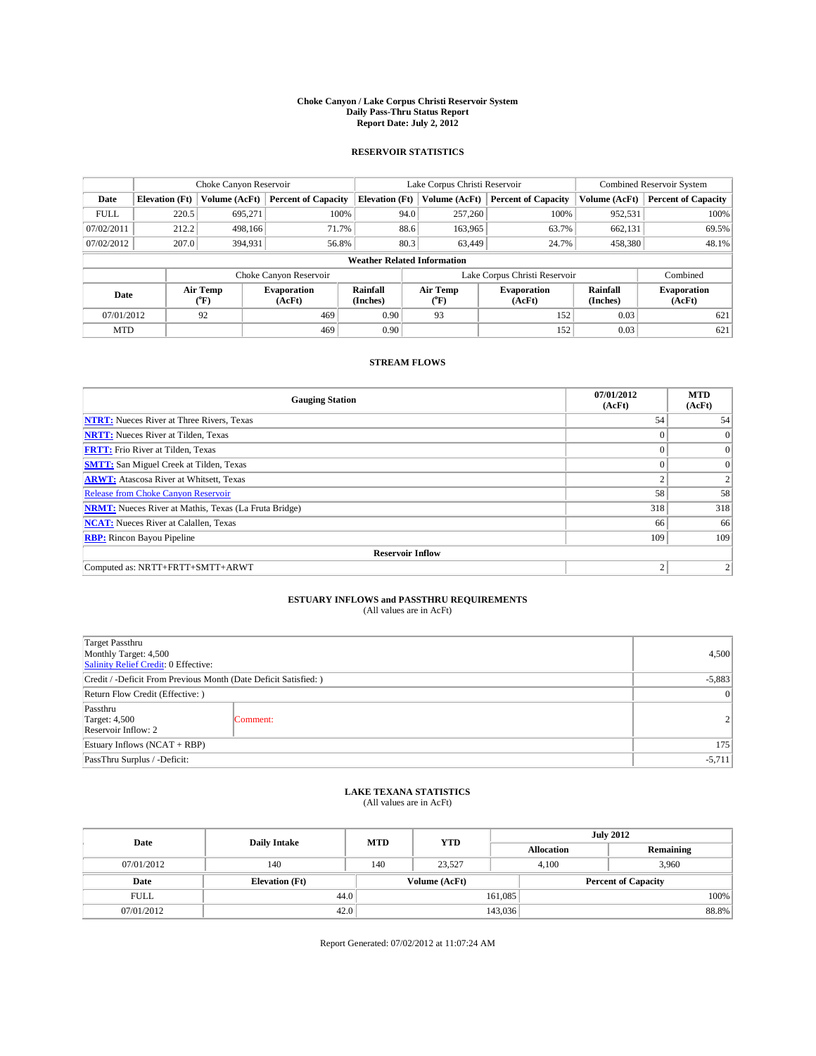# Choke Canyon / Lake Corpus Christi Reservoir System
## Daily Pass-Thru Status Report
### Report Date: July 2, 2012

## RESERVOIR STATISTICS

| | Choke Canyon Reservoir | | | Lake Corpus Christi Reservoir | | | Combined Reservoir System | |
|---|---|---|---|---|---|---|---|---|
| Date | Elevation (Ft) | Volume (AcFt) | Percent of Capacity | Elevation (Ft) | Volume (AcFt) | Percent of Capacity | Volume (AcFt) | Percent of Capacity |
| FULL | 220.5 | 695,271 | 100% | 94.0 | 257,260 | 100% | 952,531 | 100% |
| 07/02/2011 | 212.2 | 498,166 | 71.7% | 88.6 | 163,965 | 63.7% | 662,131 | 69.5% |
| 07/02/2012 | 207.0 | 394,931 | 56.8% | 80.3 | 63,449 | 24.7% | 458,380 | 48.1% |

**Weather Related Information**

| | Choke Canyon Reservoir | | | Lake Corpus Christi Reservoir | | | Combined |
|---|---|---|---|---|---|---|---|
| Date | Air Temp (°F) | Evaporation (AcFt) | Rainfall (Inches) | Air Temp (°F) | Evaporation (AcFt) | Rainfall (Inches) | Evaporation (AcFt) |
| 07/01/2012 | 92 | 469 | 0.90 | 93 | 152 | 0.03 | 621 |
| MTD | | 469 | 0.90 | | 152 | 0.03 | 621 |

## STREAM FLOWS

| Gauging Station | 07/01/2012 (AcFt) | MTD (AcFt) |
|---|---|---|
| NTRT: Nueces River at Three Rivers, Texas | 54 | 54 |
| NRTT: Nueces River at Tilden, Texas | 0 | 0 |
| FRTT: Frio River at Tilden, Texas | 0 | 0 |
| SMTT: San Miguel Creek at Tilden, Texas | 0 | 0 |
| ARWT: Atascosa River at Whitsett, Texas | 2 | 2 |
| Release from Choke Canyon Reservoir | 58 | 58 |
| NRMT: Nueces River at Mathis, Texas (La Fruta Bridge) | 318 | 318 |
| NCAT: Nueces River at Calallen, Texas | 66 | 66 |
| RBP: Rincon Bayou Pipeline | 109 | 109 |
| **Reservoir Inflow** | | |
| Computed as: NRTT+FRTT+SMTT+ARWT | 2 | 2 |

## ESTUARY INFLOWS and PASSTHRU REQUIREMENTS
(All values are in AcFt)

| | | |
|---|---|---|
| Target Passthru<br>Monthly Target: 4,500<br>Salinity Relief Credit: 0 Effective: | | 4,500 |
| Credit / -Deficit From Previous Month (Date Deficit Satisfied: ) | | -5,883 |
| Return Flow Credit (Effective: ) | | 0 |
| Passthru<br>Target: 4,500<br>Reservoir Inflow: 2 | Comment: | 2 |
| Estuary Inflows (NCAT + RBP) | | 175 |
| PassThru Surplus / -Deficit: | | -5,711 |

## LAKE TEXANA STATISTICS
(All values are in AcFt)

| Date | Daily Intake | MTD | YTD | July 2012 Allocation | July 2012 Remaining |
|---|---|---|---|---|---|
| 07/01/2012 | 140 | 140 | 23,527 | 4,100 | 3,960 |

| Date | Elevation (Ft) | Volume (AcFt) | Percent of Capacity |
|---|---|---|---|
| FULL | 44.0 | 161,085 | 100% |
| 07/01/2012 | 42.0 | 143,036 | 88.8% |

Report Generated: 07/02/2012 at 11:07:24 AM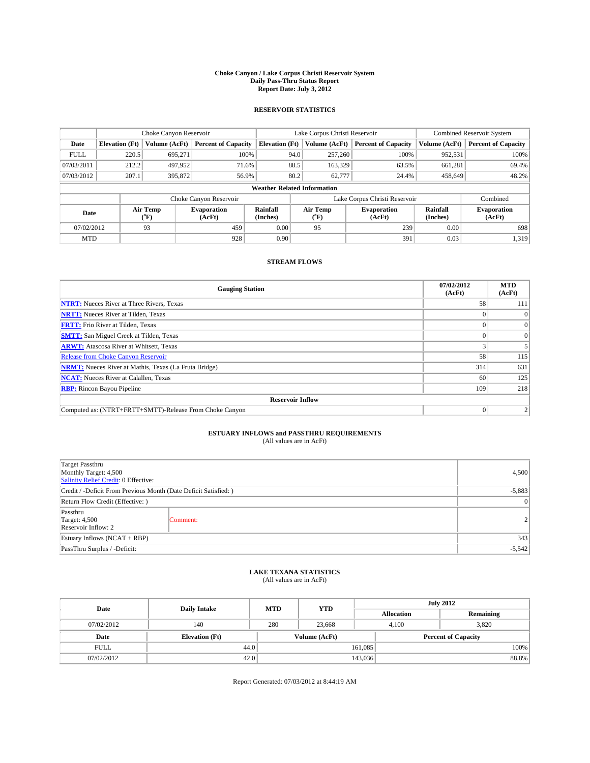# Choke Canyon / Lake Corpus Christi Reservoir System
## Daily Pass-Thru Status Report
### Report Date: July 3, 2012

## RESERVOIR STATISTICS

| | Choke Canyon Reservoir | | | Lake Corpus Christi Reservoir | | | Combined Reservoir System | |
|---|---|---|---|---|---|---|---|---|
| Date | Elevation (Ft) | Volume (AcFt) | Percent of Capacity | Elevation (Ft) | Volume (AcFt) | Percent of Capacity | Volume (AcFt) | Percent of Capacity |
| FULL | 220.5 | 695,271 | 100% | 94.0 | 257,260 | 100% | 952,531 | 100% |
| 07/03/2011 | 212.2 | 497,952 | 71.6% | 88.5 | 163,329 | 63.5% | 661,281 | 69.4% |
| 07/03/2012 | 207.1 | 395,872 | 56.9% | 80.2 | 62,777 | 24.4% | 458,649 | 48.2% |

**Weather Related Information**

| | Choke Canyon Reservoir | | | Lake Corpus Christi Reservoir | | | Combined |
|---|---|---|---|---|---|---|---|
| Date | Air Temp (°F) | Evaporation (AcFt) | Rainfall (Inches) | Air Temp (°F) | Evaporation (AcFt) | Rainfall (Inches) | Evaporation (AcFt) |
| 07/02/2012 | 93 | 459 | 0.00 | 95 | 239 | 0.00 | 698 |
| MTD | | 928 | 0.90 | | 391 | 0.03 | 1,319 |

## STREAM FLOWS

| Gauging Station | 07/02/2012 (AcFt) | MTD (AcFt) |
|---|---|---|
| NTRT: Nueces River at Three Rivers, Texas | 58 | 111 |
| NRTT: Nueces River at Tilden, Texas | 0 | 0 |
| FRTT: Frio River at Tilden, Texas | 0 | 0 |
| SMTT: San Miguel Creek at Tilden, Texas | 0 | 0 |
| ARWT: Atascosa River at Whitsett, Texas | 3 | 5 |
| Release from Choke Canyon Reservoir | 58 | 115 |
| NRMT: Nueces River at Mathis, Texas (La Fruta Bridge) | 314 | 631 |
| NCAT: Nueces River at Calallen, Texas | 60 | 125 |
| RBP: Rincon Bayou Pipeline | 109 | 218 |
| **Reservoir Inflow** | | |
| Computed as: (NTRT+FRTT+SMTT)-Release From Choke Canyon | 0 | 2 |

## ESTUARY INFLOWS and PASSTHRU REQUIREMENTS
(All values are in AcFt)

| | | |
|---|---|---|
| Target Passthru<br>Monthly Target: 4,500<br>Salinity Relief Credit: 0 Effective: | | 4,500 |
| Credit / -Deficit From Previous Month (Date Deficit Satisfied: ) | | -5,883 |
| Return Flow Credit (Effective: ) | | 0 |
| Passthru<br>Target: 4,500<br>Reservoir Inflow: 2 | Comment: | 2 |
| Estuary Inflows (NCAT + RBP) | | 343 |
| PassThru Surplus / -Deficit: | | -5,542 |

## LAKE TEXANA STATISTICS
(All values are in AcFt)

| Date | Daily Intake | MTD | YTD | July 2012 Allocation | July 2012 Remaining |
|---|---|---|---|---|---|
| 07/02/2012 | 140 | 280 | 23,668 | 4,100 | 3,820 |

| Date | Elevation (Ft) | Volume (AcFt) | Percent of Capacity |
|---|---|---|---|
| FULL | 44.0 | 161,085 | 100% |
| 07/02/2012 | 42.0 | 143,036 | 88.8% |

Report Generated: 07/03/2012 at 8:44:19 AM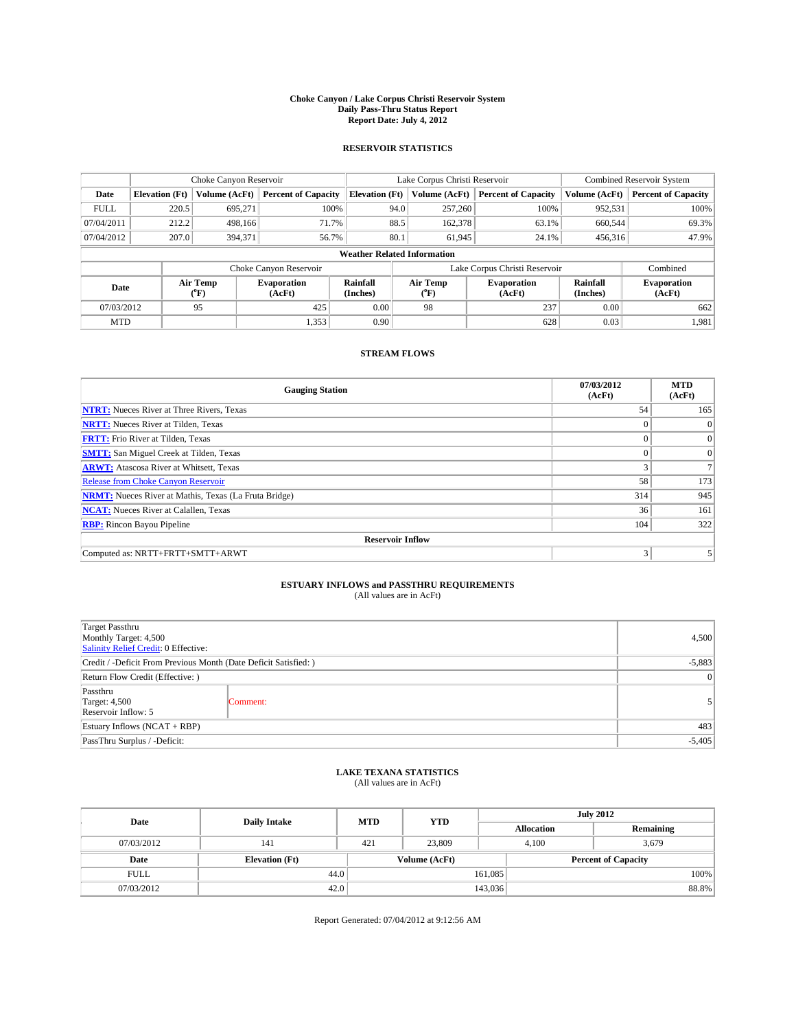**Choke Canyon / Lake Corpus Christi Reservoir System**
**Daily Pass-Thru Status Report**
**Report Date: July 4, 2012**

## RESERVOIR STATISTICS

| | Choke Canyon Reservoir | | | Lake Corpus Christi Reservoir | | | Combined Reservoir System | |
|---|---|---|---|---|---|---|---|---|
| **Date** | **Elevation (Ft)** | **Volume (AcFt)** | **Percent of Capacity** | **Elevation (Ft)** | **Volume (AcFt)** | **Percent of Capacity** | **Volume (AcFt)** | **Percent of Capacity** |
| FULL | 220.5 | 695,271 | 100% | 94.0 | 257,260 | 100% | 952,531 | 100% |
| 07/04/2011 | 212.2 | 498,166 | 71.7% | 88.5 | 162,378 | 63.1% | 660,544 | 69.3% |
| 07/04/2012 | 207.0 | 394,371 | 56.7% | 80.1 | 61,945 | 24.1% | 456,316 | 47.9% |

**Weather Related Information**

| | Choke Canyon Reservoir | | | Lake Corpus Christi Reservoir | | | Combined |
|---|---|---|---|---|---|---|---|
| **Date** | **Air Temp (°F)** | **Evaporation (AcFt)** | **Rainfall (Inches)** | **Air Temp (°F)** | **Evaporation (AcFt)** | **Rainfall (Inches)** | **Evaporation (AcFt)** |
| 07/03/2012 | 95 | 425 | 0.00 | 98 | 237 | 0.00 | 662 |
| MTD | | 1,353 | 0.90 | | 628 | 0.03 | 1,981 |

## STREAM FLOWS

| Gauging Station | 07/03/2012 (AcFt) | MTD (AcFt) |
|---|---|---|
| **NTRT:** Nueces River at Three Rivers, Texas | 54 | 165 |
| **NRTT:** Nueces River at Tilden, Texas | 0 | 0 |
| **FRTT:** Frio River at Tilden, Texas | 0 | 0 |
| **SMTT:** San Miguel Creek at Tilden, Texas | 0 | 0 |
| **ARWT:** Atascosa River at Whitsett, Texas | 3 | 7 |
| Release from Choke Canyon Reservoir | 58 | 173 |
| **NRMT:** Nueces River at Mathis, Texas (La Fruta Bridge) | 314 | 945 |
| **NCAT:** Nueces River at Calallen, Texas | 36 | 161 |
| **RBP:** Rincon Bayou Pipeline | 104 | 322 |
| **Reservoir Inflow** | | |
| Computed as: NRTT+FRTT+SMTT+ARWT | 3 | 5 |

## ESTUARY INFLOWS and PASSTHRU REQUIREMENTS

(All values are in AcFt)

| | | |
|---|---|---|
| Target Passthru<br>Monthly Target: 4,500<br>Salinity Relief Credit: 0 Effective: | | 4,500 |
| Credit / -Deficit From Previous Month (Date Deficit Satisfied: ) | | -5,883 |
| Return Flow Credit (Effective: ) | | 0 |
| Passthru<br>Target: 4,500<br>Reservoir Inflow: 5 | Comment: | 5 |
| Estuary Inflows (NCAT + RBP) | | 483 |
| PassThru Surplus / -Deficit: | | -5,405 |

## LAKE TEXANA STATISTICS

(All values are in AcFt)

| Date | Daily Intake | MTD | YTD | July 2012 Allocation | July 2012 Remaining |
|---|---|---|---|---|---|
| 07/03/2012 | 141 | 421 | 23,809 | 4,100 | 3,679 |

| Date | Elevation (Ft) | Volume (AcFt) | Percent of Capacity |
|---|---|---|---|
| FULL | 44.0 | 161,085 | 100% |
| 07/03/2012 | 42.0 | 143,036 | 88.8% |

Report Generated: 07/04/2012 at 9:12:56 AM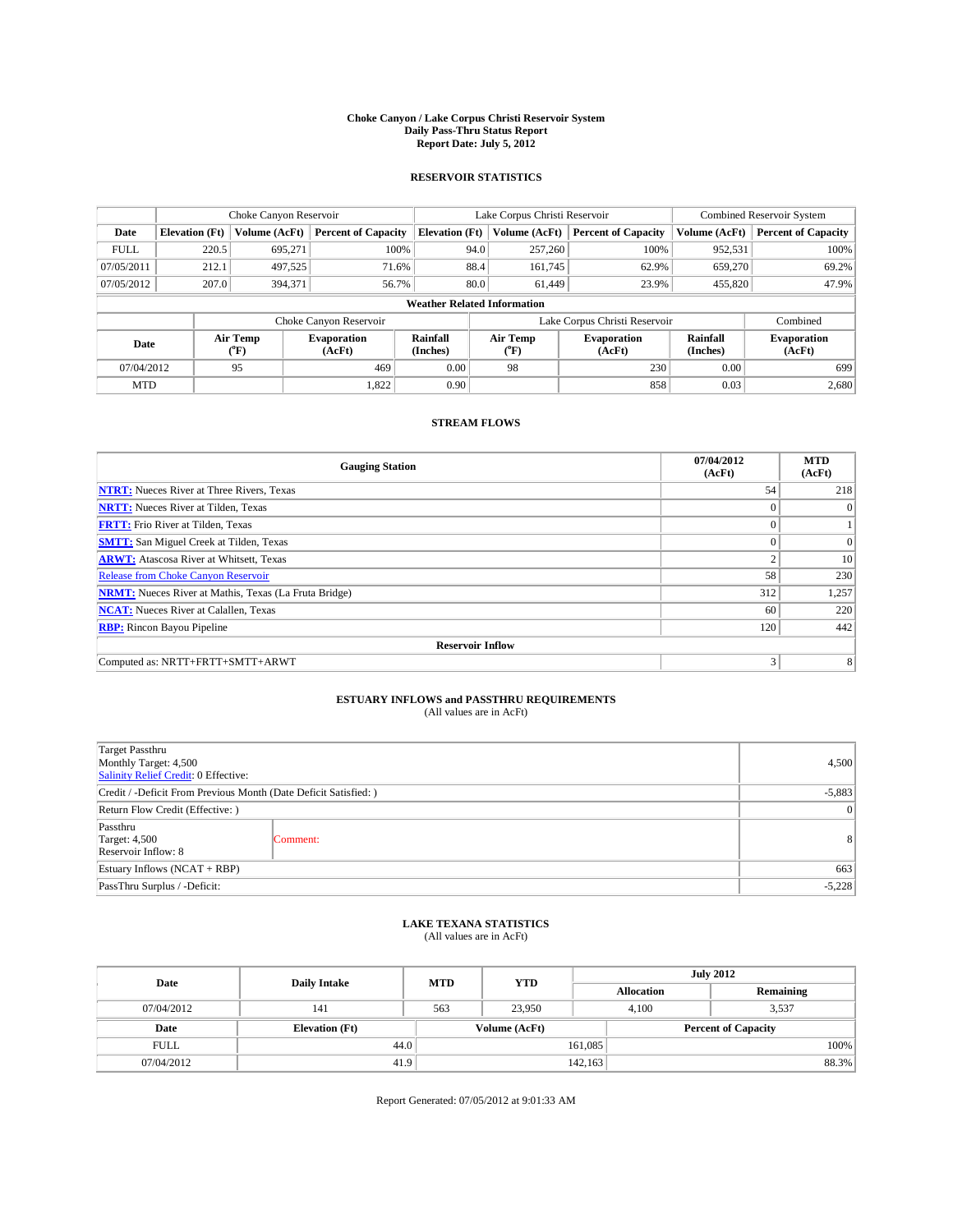**Choke Canyon / Lake Corpus Christi Reservoir System**
**Daily Pass-Thru Status Report**
**Report Date: July 5, 2012**

## RESERVOIR STATISTICS

| | Choke Canyon Reservoir | | | Lake Corpus Christi Reservoir | | | Combined Reservoir System | |
|---|---|---|---|---|---|---|---|---|
| **Date** | **Elevation (Ft)** | **Volume (AcFt)** | **Percent of Capacity** | **Elevation (Ft)** | **Volume (AcFt)** | **Percent of Capacity** | **Volume (AcFt)** | **Percent of Capacity** |
| FULL | 220.5 | 695,271 | 100% | 94.0 | 257,260 | 100% | 952,531 | 100% |
| 07/05/2011 | 212.1 | 497,525 | 71.6% | 88.4 | 161,745 | 62.9% | 659,270 | 69.2% |
| 07/05/2012 | 207.0 | 394,371 | 56.7% | 80.0 | 61,449 | 23.9% | 455,820 | 47.9% |

**Weather Related Information**

| | Choke Canyon Reservoir | | | Lake Corpus Christi Reservoir | | | Combined |
|---|---|---|---|---|---|---|---|
| **Date** | **Air Temp (°F)** | **Evaporation (AcFt)** | **Rainfall (Inches)** | **Air Temp (°F)** | **Evaporation (AcFt)** | **Rainfall (Inches)** | **Evaporation (AcFt)** |
| 07/04/2012 | 95 | 469 | 0.00 | 98 | 230 | 0.00 | 699 |
| MTD | | 1,822 | 0.90 | | 858 | 0.03 | 2,680 |

## STREAM FLOWS

| Gauging Station | 07/04/2012 (AcFt) | MTD (AcFt) |
|---|---|---|
| **NTRT:** Nueces River at Three Rivers, Texas | 54 | 218 |
| **NRTT:** Nueces River at Tilden, Texas | 0 | 0 |
| **FRTT:** Frio River at Tilden, Texas | 0 | 1 |
| **SMTT:** San Miguel Creek at Tilden, Texas | 0 | 0 |
| **ARWT:** Atascosa River at Whitsett, Texas | 2 | 10 |
| Release from Choke Canyon Reservoir | 58 | 230 |
| **NRMT:** Nueces River at Mathis, Texas (La Fruta Bridge) | 312 | 1,257 |
| **NCAT:** Nueces River at Calallen, Texas | 60 | 220 |
| **RBP:** Rincon Bayou Pipeline | 120 | 442 |
| **Reservoir Inflow** | | |
| Computed as: NRTT+FRTT+SMTT+ARWT | 3 | 8 |

## ESTUARY INFLOWS and PASSTHRU REQUIREMENTS
(All values are in AcFt)

| | | |
|---|---|---|
| Target Passthru<br>Monthly Target: 4,500<br>Salinity Relief Credit: 0 Effective: | | 4,500 |
| Credit / -Deficit From Previous Month (Date Deficit Satisfied: ) | | -5,883 |
| Return Flow Credit (Effective: ) | | 0 |
| Passthru<br>Target: 4,500<br>Reservoir Inflow: 8 | Comment: | 8 |
| Estuary Inflows (NCAT + RBP) | | 663 |
| PassThru Surplus / -Deficit: | | -5,228 |

## LAKE TEXANA STATISTICS
(All values are in AcFt)

| Date | Daily Intake | MTD | YTD | July 2012 Allocation | July 2012 Remaining |
|---|---|---|---|---|---|
| 07/04/2012 | 141 | 563 | 23,950 | 4,100 | 3,537 |

| Date | Elevation (Ft) | Volume (AcFt) | Percent of Capacity |
|---|---|---|---|
| FULL | 44.0 | 161,085 | 100% |
| 07/04/2012 | 41.9 | 142,163 | 88.3% |

Report Generated: 07/05/2012 at 9:01:33 AM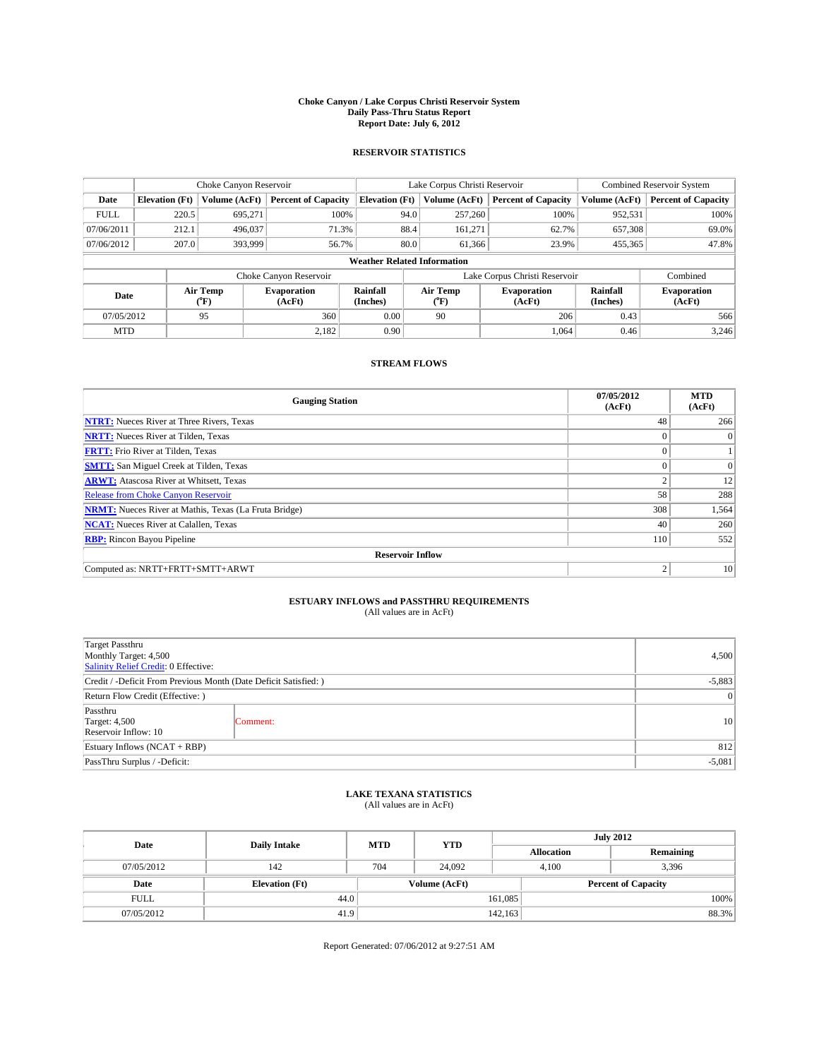# Choke Canyon / Lake Corpus Christi Reservoir System
## Daily Pass-Thru Status Report
## Report Date: July 6, 2012

### RESERVOIR STATISTICS

| | Choke Canyon Reservoir | | | Lake Corpus Christi Reservoir | | | Combined Reservoir System | |
|---|---|---|---|---|---|---|---|---|
| Date | Elevation (Ft) | Volume (AcFt) | Percent of Capacity | Elevation (Ft) | Volume (AcFt) | Percent of Capacity | Volume (AcFt) | Percent of Capacity |
| FULL | 220.5 | 695,271 | 100% | 94.0 | 257,260 | 100% | 952,531 | 100% |
| 07/06/2011 | 212.1 | 496,037 | 71.3% | 88.4 | 161,271 | 62.7% | 657,308 | 69.0% |
| 07/06/2012 | 207.0 | 393,999 | 56.7% | 80.0 | 61,366 | 23.9% | 455,365 | 47.8% |

**Weather Related Information**

| | Choke Canyon Reservoir | | | Lake Corpus Christi Reservoir | | | Combined |
|---|---|---|---|---|---|---|---|
| Date | Air Temp (°F) | Evaporation (AcFt) | Rainfall (Inches) | Air Temp (°F) | Evaporation (AcFt) | Rainfall (Inches) | Evaporation (AcFt) |
| 07/05/2012 | 95 | 360 | 0.00 | 90 | 206 | 0.43 | 566 |
| MTD | | 2,182 | 0.90 | | 1,064 | 0.46 | 3,246 |

### STREAM FLOWS

| Gauging Station | 07/05/2012 (AcFt) | MTD (AcFt) |
|---|---|---|
| NTRT: Nueces River at Three Rivers, Texas | 48 | 266 |
| NRTT: Nueces River at Tilden, Texas | 0 | 0 |
| FRTT: Frio River at Tilden, Texas | 0 | 1 |
| SMTT: San Miguel Creek at Tilden, Texas | 0 | 0 |
| ARWT: Atascosa River at Whitsett, Texas | 2 | 12 |
| Release from Choke Canyon Reservoir | 58 | 288 |
| NRMT: Nueces River at Mathis, Texas (La Fruta Bridge) | 308 | 1,564 |
| NCAT: Nueces River at Calallen, Texas | 40 | 260 |
| RBP: Rincon Bayou Pipeline | 110 | 552 |
| **Reservoir Inflow** | | |
| Computed as: NRTT+FRTT+SMTT+ARWT | 2 | 10 |

### ESTUARY INFLOWS and PASSTHRU REQUIREMENTS
(All values are in AcFt)

| | | |
|---|---|---|
| Target Passthru<br>Monthly Target: 4,500<br>Salinity Relief Credit: 0 Effective: | | 4,500 |
| Credit / -Deficit From Previous Month (Date Deficit Satisfied: ) | | -5,883 |
| Return Flow Credit (Effective: ) | | 0 |
| Passthru<br>Target: 4,500<br>Reservoir Inflow: 10 | Comment: | 10 |
| Estuary Inflows (NCAT + RBP) | | 812 |
| PassThru Surplus / -Deficit: | | -5,081 |

### LAKE TEXANA STATISTICS
(All values are in AcFt)

| Date | Daily Intake | MTD | YTD | July 2012 Allocation | July 2012 Remaining |
|---|---|---|---|---|---|
| 07/05/2012 | 142 | 704 | 24,092 | 4,100 | 3,396 |

| Date | Elevation (Ft) | Volume (AcFt) | Percent of Capacity |
|---|---|---|---|
| FULL | 44.0 | 161,085 | 100% |
| 07/05/2012 | 41.9 | 142,163 | 88.3% |

Report Generated: 07/06/2012 at 9:27:51 AM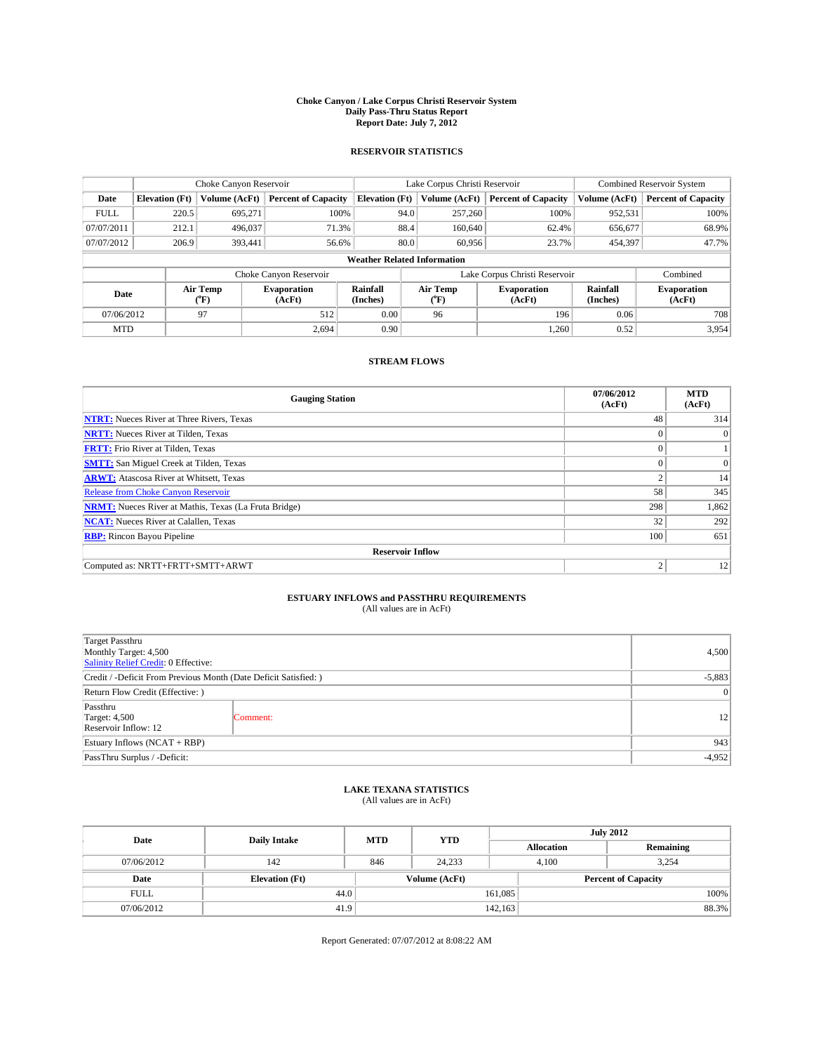# Choke Canyon / Lake Corpus Christi Reservoir System
## Daily Pass-Thru Status Report
### Report Date: July 7, 2012

## RESERVOIR STATISTICS

| | Choke Canyon Reservoir | | | Lake Corpus Christi Reservoir | | | Combined Reservoir System | |
|---|---|---|---|---|---|---|---|---|
| Date | Elevation (Ft) | Volume (AcFt) | Percent of Capacity | Elevation (Ft) | Volume (AcFt) | Percent of Capacity | Volume (AcFt) | Percent of Capacity |
| FULL | 220.5 | 695,271 | 100% | 94.0 | 257,260 | 100% | 952,531 | 100% |
| 07/07/2011 | 212.1 | 496,037 | 71.3% | 88.4 | 160,640 | 62.4% | 656,677 | 68.9% |
| 07/07/2012 | 206.9 | 393,441 | 56.6% | 80.0 | 60,956 | 23.7% | 454,397 | 47.7% |

**Weather Related Information**

| | Choke Canyon Reservoir | | | Lake Corpus Christi Reservoir | | | Combined |
|---|---|---|---|---|---|---|---|
| Date | Air Temp (°F) | Evaporation (AcFt) | Rainfall (Inches) | Air Temp (°F) | Evaporation (AcFt) | Rainfall (Inches) | Evaporation (AcFt) |
| 07/06/2012 | 97 | 512 | 0.00 | 96 | 196 | 0.06 | 708 |
| MTD | | 2,694 | 0.90 | | 1,260 | 0.52 | 3,954 |

## STREAM FLOWS

| Gauging Station | 07/06/2012 (AcFt) | MTD (AcFt) |
|---|---|---|
| **NTRT:** Nueces River at Three Rivers, Texas | 48 | 314 |
| **NRTT:** Nueces River at Tilden, Texas | 0 | 0 |
| **FRTT:** Frio River at Tilden, Texas | 0 | 1 |
| **SMTT:** San Miguel Creek at Tilden, Texas | 0 | 0 |
| **ARWT:** Atascosa River at Whitsett, Texas | 2 | 14 |
| Release from Choke Canyon Reservoir | 58 | 345 |
| **NRMT:** Nueces River at Mathis, Texas (La Fruta Bridge) | 298 | 1,862 |
| **NCAT:** Nueces River at Calallen, Texas | 32 | 292 |
| **RBP:** Rincon Bayou Pipeline | 100 | 651 |
| **Reservoir Inflow** | | |
| Computed as: NRTT+FRTT+SMTT+ARWT | 2 | 12 |

## ESTUARY INFLOWS and PASSTHRU REQUIREMENTS
(All values are in AcFt)

| | | |
|---|---|---|
| Target Passthru<br>Monthly Target: 4,500<br>Salinity Relief Credit: 0 Effective: | | 4,500 |
| Credit / -Deficit From Previous Month (Date Deficit Satisfied: ) | | -5,883 |
| Return Flow Credit (Effective: ) | | 0 |
| Passthru<br>Target: 4,500<br>Reservoir Inflow: 12 | Comment: | 12 |
| Estuary Inflows (NCAT + RBP) | | 943 |
| PassThru Surplus / -Deficit: | | -4,952 |

## LAKE TEXANA STATISTICS
(All values are in AcFt)

| Date | Daily Intake | MTD | YTD | July 2012 Allocation | July 2012 Remaining |
|---|---|---|---|---|---|
| 07/06/2012 | 142 | 846 | 24,233 | 4,100 | 3,254 |

| Date | Elevation (Ft) | Volume (AcFt) | Percent of Capacity |
|---|---|---|---|
| FULL | 44.0 | 161,085 | 100% |
| 07/06/2012 | 41.9 | 142,163 | 88.3% |

Report Generated: 07/07/2012 at 8:08:22 AM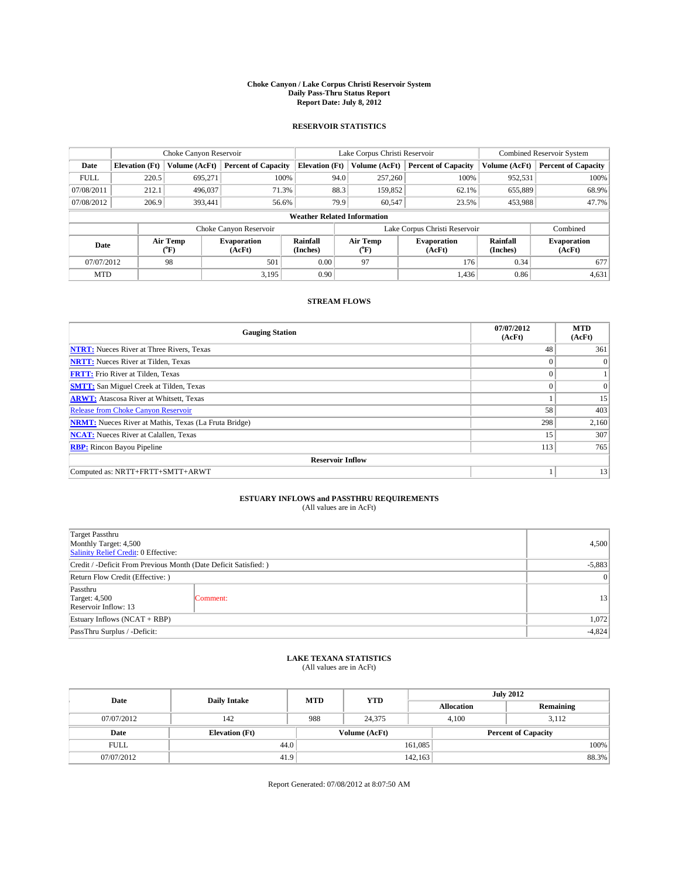# Choke Canyon / Lake Corpus Christi Reservoir System
## Daily Pass-Thru Status Report
### Report Date: July 8, 2012

## RESERVOIR STATISTICS

| | Choke Canyon Reservoir | | | Lake Corpus Christi Reservoir | | | Combined Reservoir System | |
|---|---|---|---|---|---|---|---|---|
| Date | Elevation (Ft) | Volume (AcFt) | Percent of Capacity | Elevation (Ft) | Volume (AcFt) | Percent of Capacity | Volume (AcFt) | Percent of Capacity |
| FULL | 220.5 | 695,271 | 100% | 94.0 | 257,260 | 100% | 952,531 | 100% |
| 07/08/2011 | 212.1 | 496,037 | 71.3% | 88.3 | 159,852 | 62.1% | 655,889 | 68.9% |
| 07/08/2012 | 206.9 | 393,441 | 56.6% | 79.9 | 60,547 | 23.5% | 453,988 | 47.7% |

**Weather Related Information**

| | Choke Canyon Reservoir | | | Lake Corpus Christi Reservoir | | | Combined |
|---|---|---|---|---|---|---|---|
| Date | Air Temp (°F) | Evaporation (AcFt) | Rainfall (Inches) | Air Temp (°F) | Evaporation (AcFt) | Rainfall (Inches) | Evaporation (AcFt) |
| 07/07/2012 | 98 | 501 | 0.00 | 97 | 176 | 0.34 | 677 |
| MTD | | 3,195 | 0.90 | | 1,436 | 0.86 | 4,631 |

## STREAM FLOWS

| Gauging Station | 07/07/2012 (AcFt) | MTD (AcFt) |
|---|---|---|
| NTRT: Nueces River at Three Rivers, Texas | 48 | 361 |
| NRTT: Nueces River at Tilden, Texas | 0 | 0 |
| FRTT: Frio River at Tilden, Texas | 0 | 1 |
| SMTT: San Miguel Creek at Tilden, Texas | 0 | 0 |
| ARWT: Atascosa River at Whitsett, Texas | 1 | 15 |
| Release from Choke Canyon Reservoir | 58 | 403 |
| NRMT: Nueces River at Mathis, Texas (La Fruta Bridge) | 298 | 2,160 |
| NCAT: Nueces River at Calallen, Texas | 15 | 307 |
| RBP: Rincon Bayou Pipeline | 113 | 765 |
| **Reservoir Inflow** | | |
| Computed as: NRTT+FRTT+SMTT+ARWT | 1 | 13 |

## ESTUARY INFLOWS and PASSTHRU REQUIREMENTS
(All values are in AcFt)

| | | |
|---|---|---|
| Target Passthru<br>Monthly Target: 4,500<br>Salinity Relief Credit: 0 Effective: | | 4,500 |
| Credit / -Deficit From Previous Month (Date Deficit Satisfied: ) | | -5,883 |
| Return Flow Credit (Effective: ) | | 0 |
| Passthru<br>Target: 4,500<br>Reservoir Inflow: 13 | Comment: | 13 |
| Estuary Inflows (NCAT + RBP) | | 1,072 |
| PassThru Surplus / -Deficit: | | -4,824 |

## LAKE TEXANA STATISTICS
(All values are in AcFt)

| Date | Daily Intake | MTD | YTD | July 2012 | |
|---|---|---|---|---|---|
| | | | | Allocation | Remaining |
| 07/07/2012 | 142 | 988 | 24,375 | 4,100 | 3,112 |

| Date | Elevation (Ft) | Volume (AcFt) | Percent of Capacity |
|---|---|---|---|
| FULL | 44.0 | 161,085 | 100% |
| 07/07/2012 | 41.9 | 142,163 | 88.3% |

Report Generated: 07/08/2012 at 8:07:50 AM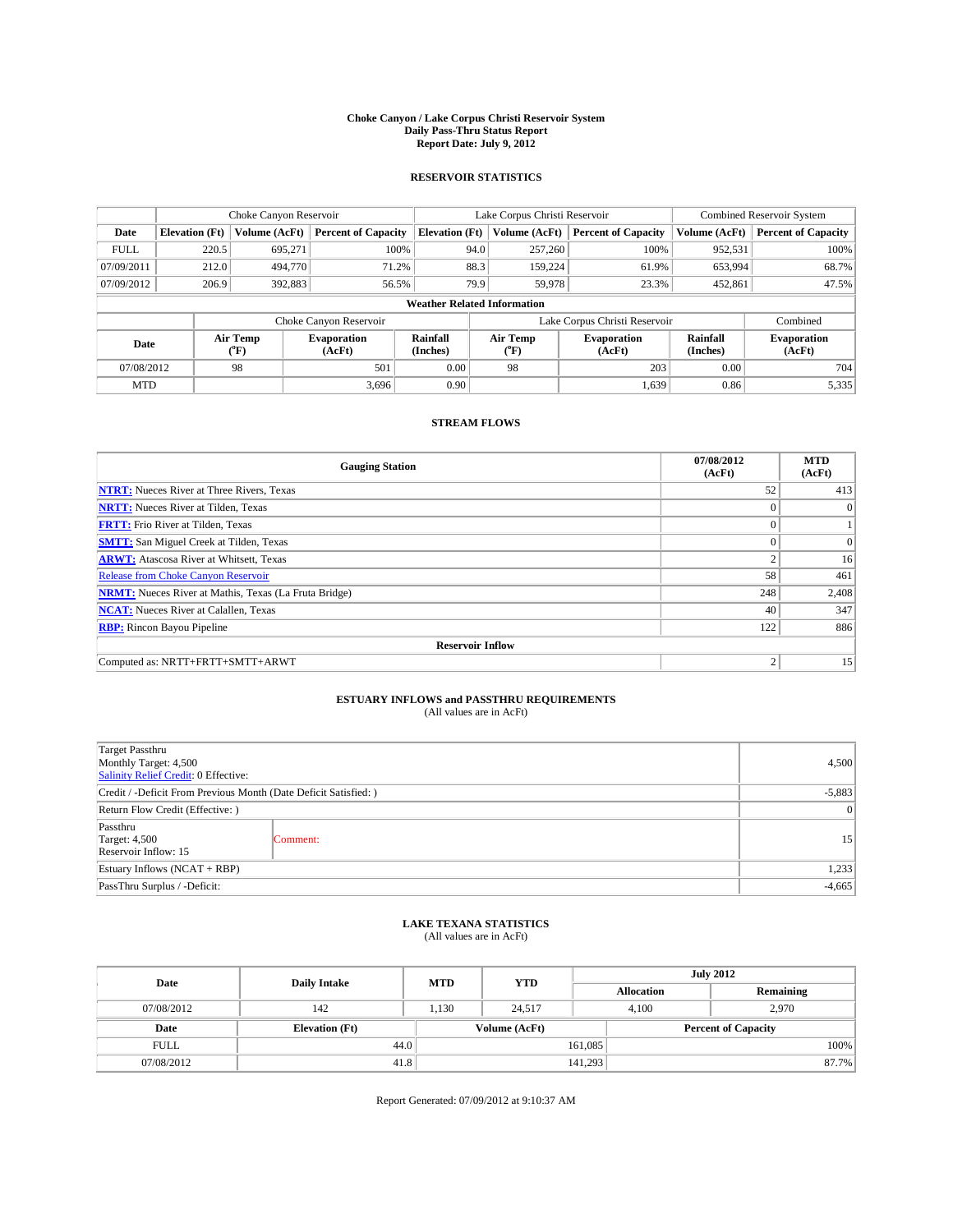# Choke Canyon / Lake Corpus Christi Reservoir System
## Daily Pass-Thru Status Report
### Report Date: July 9, 2012

## RESERVOIR STATISTICS

| | Choke Canyon Reservoir | | | Lake Corpus Christi Reservoir | | | Combined Reservoir System | |
|---|---|---|---|---|---|---|---|---|
| Date | Elevation (Ft) | Volume (AcFt) | Percent of Capacity | Elevation (Ft) | Volume (AcFt) | Percent of Capacity | Volume (AcFt) | Percent of Capacity |
| FULL | 220.5 | 695,271 | 100% | 94.0 | 257,260 | 100% | 952,531 | 100% |
| 07/09/2011 | 212.0 | 494,770 | 71.2% | 88.3 | 159,224 | 61.9% | 653,994 | 68.7% |
| 07/09/2012 | 206.9 | 392,883 | 56.5% | 79.9 | 59,978 | 23.3% | 452,861 | 47.5% |

**Weather Related Information**

| | Choke Canyon Reservoir | | | Lake Corpus Christi Reservoir | | | Combined |
|---|---|---|---|---|---|---|---|
| Date | Air Temp (°F) | Evaporation (AcFt) | Rainfall (Inches) | Air Temp (°F) | Evaporation (AcFt) | Rainfall (Inches) | Evaporation (AcFt) |
| 07/08/2012 | 98 | 501 | 0.00 | 98 | 203 | 0.00 | 704 |
| MTD | | 3,696 | 0.90 | | 1,639 | 0.86 | 5,335 |

## STREAM FLOWS

| Gauging Station | 07/08/2012 (AcFt) | MTD (AcFt) |
|---|---|---|
| NTRT: Nueces River at Three Rivers, Texas | 52 | 413 |
| NRTT: Nueces River at Tilden, Texas | 0 | 0 |
| FRTT: Frio River at Tilden, Texas | 0 | 1 |
| SMTT: San Miguel Creek at Tilden, Texas | 0 | 0 |
| ARWT: Atascosa River at Whitsett, Texas | 2 | 16 |
| Release from Choke Canyon Reservoir | 58 | 461 |
| NRMT: Nueces River at Mathis, Texas (La Fruta Bridge) | 248 | 2,408 |
| NCAT: Nueces River at Calallen, Texas | 40 | 347 |
| RBP: Rincon Bayou Pipeline | 122 | 886 |
| **Reservoir Inflow** | | |
| Computed as: NRTT+FRTT+SMTT+ARWT | 2 | 15 |

## ESTUARY INFLOWS and PASSTHRU REQUIREMENTS
(All values are in AcFt)

| | | |
|---|---|---|
| Target Passthru<br>Monthly Target: 4,500<br>Salinity Relief Credit: 0 Effective: | | 4,500 |
| Credit / -Deficit From Previous Month (Date Deficit Satisfied: ) | | -5,883 |
| Return Flow Credit (Effective: ) | | 0 |
| Passthru<br>Target: 4,500<br>Reservoir Inflow: 15 | Comment: | 15 |
| Estuary Inflows (NCAT + RBP) | | 1,233 |
| PassThru Surplus / -Deficit: | | -4,665 |

## LAKE TEXANA STATISTICS
(All values are in AcFt)

| Date | Daily Intake | MTD | YTD | July 2012 Allocation | July 2012 Remaining |
|---|---|---|---|---|---|
| 07/08/2012 | 142 | 1,130 | 24,517 | 4,100 | 2,970 |

| Date | Elevation (Ft) | Volume (AcFt) | Percent of Capacity |
|---|---|---|---|
| FULL | 44.0 | 161,085 | 100% |
| 07/08/2012 | 41.8 | 141,293 | 87.7% |

Report Generated: 07/09/2012 at 9:10:37 AM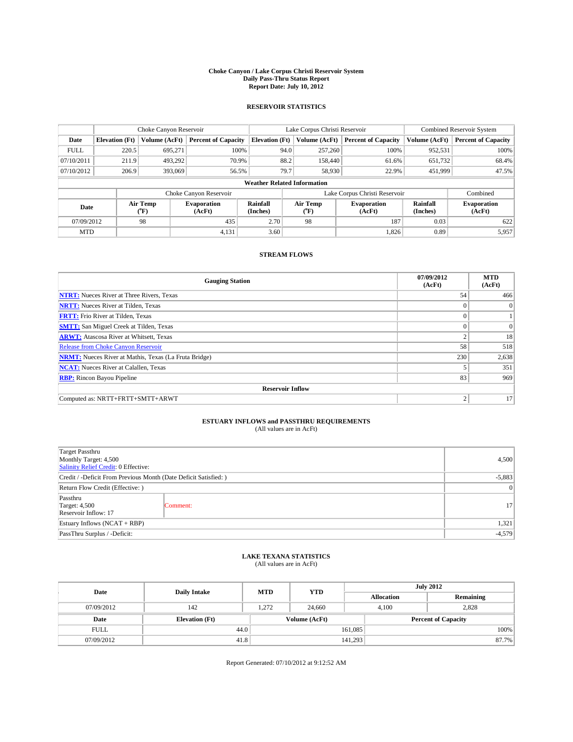# Choke Canyon / Lake Corpus Christi Reservoir System
## Daily Pass-Thru Status Report
### Report Date: July 10, 2012

## RESERVOIR STATISTICS

| | Choke Canyon Reservoir | | | Lake Corpus Christi Reservoir | | | Combined Reservoir System | |
|---|---|---|---|---|---|---|---|---|
| Date | Elevation (Ft) | Volume (AcFt) | Percent of Capacity | Elevation (Ft) | Volume (AcFt) | Percent of Capacity | Volume (AcFt) | Percent of Capacity |
| FULL | 220.5 | 695,271 | 100% | 94.0 | 257,260 | 100% | 952,531 | 100% |
| 07/10/2011 | 211.9 | 493,292 | 70.9% | 88.2 | 158,440 | 61.6% | 651,732 | 68.4% |
| 07/10/2012 | 206.9 | 393,069 | 56.5% | 79.7 | 58,930 | 22.9% | 451,999 | 47.5% |

**Weather Related Information**

| | Choke Canyon Reservoir | | | Lake Corpus Christi Reservoir | | | Combined |
|---|---|---|---|---|---|---|---|
| Date | Air Temp (°F) | Evaporation (AcFt) | Rainfall (Inches) | Air Temp (°F) | Evaporation (AcFt) | Rainfall (Inches) | Evaporation (AcFt) |
| 07/09/2012 | 98 | 435 | 2.70 | 98 | 187 | 0.03 | 622 |
| MTD | | 4,131 | 3.60 | | 1,826 | 0.89 | 5,957 |

## STREAM FLOWS

| Gauging Station | 07/09/2012 (AcFt) | MTD (AcFt) |
|---|---|---|
| NTRT: Nueces River at Three Rivers, Texas | 54 | 466 |
| NRTT: Nueces River at Tilden, Texas | 0 | 0 |
| FRTT: Frio River at Tilden, Texas | 0 | 1 |
| SMTT: San Miguel Creek at Tilden, Texas | 0 | 0 |
| ARWT: Atascosa River at Whitsett, Texas | 2 | 18 |
| Release from Choke Canyon Reservoir | 58 | 518 |
| NRMT: Nueces River at Mathis, Texas (La Fruta Bridge) | 230 | 2,638 |
| NCAT: Nueces River at Calallen, Texas | 5 | 351 |
| RBP: Rincon Bayou Pipeline | 83 | 969 |
| **Reservoir Inflow** | | |
| Computed as: NRTT+FRTT+SMTT+ARWT | 2 | 17 |

## ESTUARY INFLOWS and PASSTHRU REQUIREMENTS
(All values are in AcFt)

| | | |
|---|---|---|
| Target Passthru<br>Monthly Target: 4,500<br>Salinity Relief Credit: 0 Effective: | | 4,500 |
| Credit / -Deficit From Previous Month (Date Deficit Satisfied: ) | | -5,883 |
| Return Flow Credit (Effective: ) | | 0 |
| Passthru<br>Target: 4,500<br>Reservoir Inflow: 17 | Comment: | 17 |
| Estuary Inflows (NCAT + RBP) | | 1,321 |
| PassThru Surplus / -Deficit: | | -4,579 |

## LAKE TEXANA STATISTICS
(All values are in AcFt)

| Date | Daily Intake | MTD | YTD | July 2012 Allocation | July 2012 Remaining |
|---|---|---|---|---|---|
| 07/09/2012 | 142 | 1,272 | 24,660 | 4,100 | 2,828 |

| Date | Elevation (Ft) | Volume (AcFt) | Percent of Capacity |
|---|---|---|---|
| FULL | 44.0 | 161,085 | 100% |
| 07/09/2012 | 41.8 | 141,293 | 87.7% |

Report Generated: 07/10/2012 at 9:12:52 AM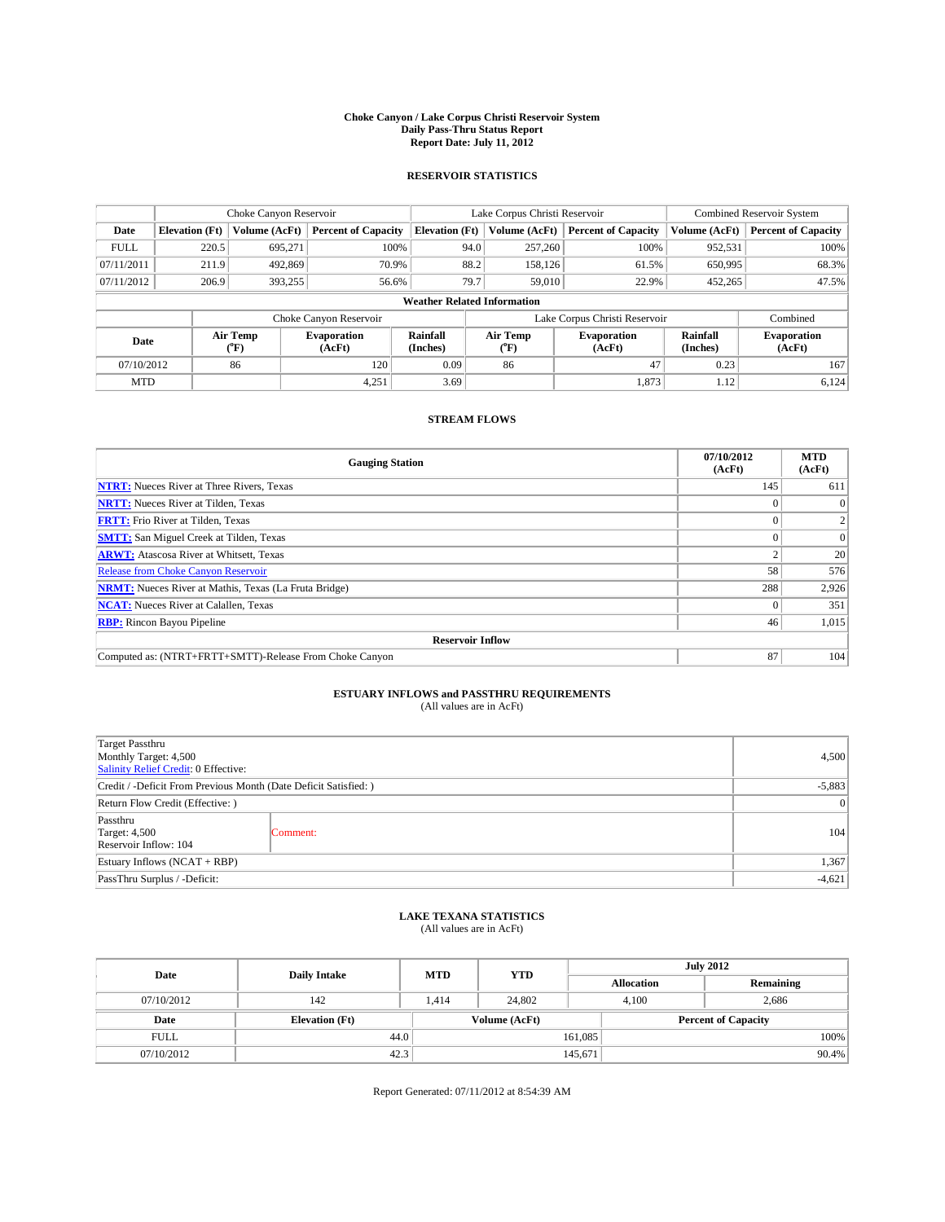**Choke Canyon / Lake Corpus Christi Reservoir System**
**Daily Pass-Thru Status Report**
**Report Date: July 11, 2012**

## RESERVOIR STATISTICS

| | Choke Canyon Reservoir | | | Lake Corpus Christi Reservoir | | | Combined Reservoir System | |
|---|---|---|---|---|---|---|---|---|
| **Date** | **Elevation (Ft)** | **Volume (AcFt)** | **Percent of Capacity** | **Elevation (Ft)** | **Volume (AcFt)** | **Percent of Capacity** | **Volume (AcFt)** | **Percent of Capacity** |
| FULL | 220.5 | 695,271 | 100% | 94.0 | 257,260 | 100% | 952,531 | 100% |
| 07/11/2011 | 211.9 | 492,869 | 70.9% | 88.2 | 158,126 | 61.5% | 650,995 | 68.3% |
| 07/11/2012 | 206.9 | 393,255 | 56.6% | 79.7 | 59,010 | 22.9% | 452,265 | 47.5% |

**Weather Related Information**

| | Choke Canyon Reservoir | | | Lake Corpus Christi Reservoir | | | Combined |
|---|---|---|---|---|---|---|---|
| **Date** | **Air Temp (°F)** | **Evaporation (AcFt)** | **Rainfall (Inches)** | **Air Temp (°F)** | **Evaporation (AcFt)** | **Rainfall (Inches)** | **Evaporation (AcFt)** |
| 07/10/2012 | 86 | 120 | 0.09 | 86 | 47 | 0.23 | 167 |
| MTD | | 4,251 | 3.69 | | 1,873 | 1.12 | 6,124 |

## STREAM FLOWS

| Gauging Station | 07/10/2012 (AcFt) | MTD (AcFt) |
|---|---|---|
| **NTRT:** Nueces River at Three Rivers, Texas | 145 | 611 |
| **NRTT:** Nueces River at Tilden, Texas | 0 | 0 |
| **FRTT:** Frio River at Tilden, Texas | 0 | 2 |
| **SMTT:** San Miguel Creek at Tilden, Texas | 0 | 0 |
| **ARWT:** Atascosa River at Whitsett, Texas | 2 | 20 |
| Release from Choke Canyon Reservoir | 58 | 576 |
| **NRMT:** Nueces River at Mathis, Texas (La Fruta Bridge) | 288 | 2,926 |
| **NCAT:** Nueces River at Calallen, Texas | 0 | 351 |
| **RBP:** Rincon Bayou Pipeline | 46 | 1,015 |
| **Reservoir Inflow** | | |
| Computed as: (NTRT+FRTT+SMTT)-Release From Choke Canyon | 87 | 104 |

## ESTUARY INFLOWS and PASSTHRU REQUIREMENTS
(All values are in AcFt)

| | | |
|---|---|---|
| Target Passthru<br>Monthly Target: 4,500<br>Salinity Relief Credit: 0 Effective: | | 4,500 |
| Credit / -Deficit From Previous Month (Date Deficit Satisfied: ) | | -5,883 |
| Return Flow Credit (Effective: ) | | 0 |
| Passthru<br>Target: 4,500<br>Reservoir Inflow: 104 | Comment: | 104 |
| Estuary Inflows (NCAT + RBP) | | 1,367 |
| PassThru Surplus / -Deficit: | | -4,621 |

## LAKE TEXANA STATISTICS
(All values are in AcFt)

| Date | Daily Intake | MTD | YTD | July 2012 Allocation | July 2012 Remaining |
|---|---|---|---|---|---|
| 07/10/2012 | 142 | 1,414 | 24,802 | 4,100 | 2,686 |

| Date | Elevation (Ft) | Volume (AcFt) | Percent of Capacity |
|---|---|---|---|
| FULL | 44.0 | 161,085 | 100% |
| 07/10/2012 | 42.3 | 145,671 | 90.4% |

Report Generated: 07/11/2012 at 8:54:39 AM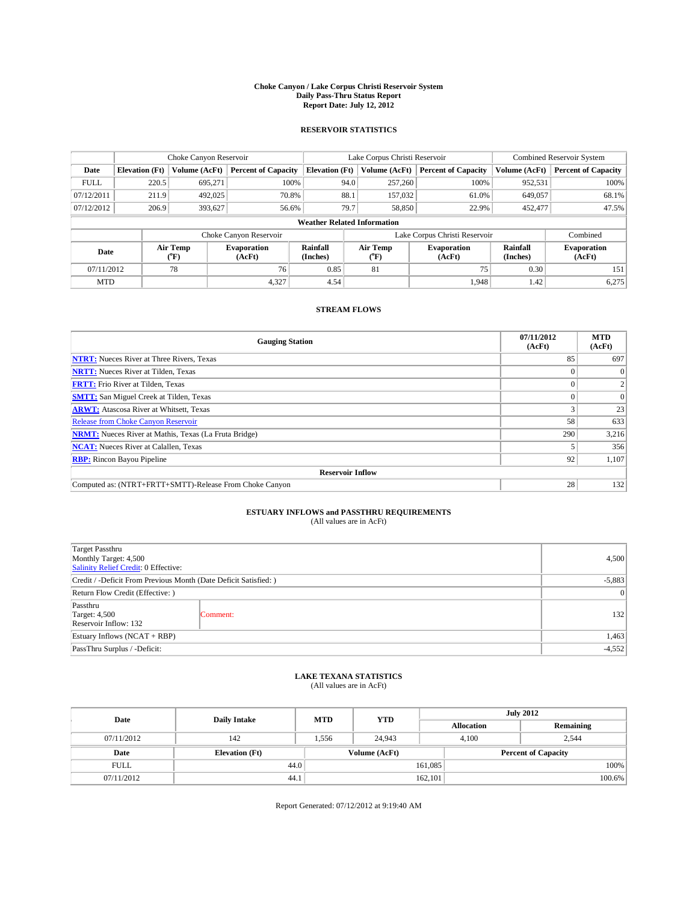# Choke Canyon / Lake Corpus Christi Reservoir System
## Daily Pass-Thru Status Report
## Report Date: July 12, 2012

### RESERVOIR STATISTICS

| | Choke Canyon Reservoir | | | Lake Corpus Christi Reservoir | | | Combined Reservoir System | |
|---|---|---|---|---|---|---|---|---|
| Date | Elevation (Ft) | Volume (AcFt) | Percent of Capacity | Elevation (Ft) | Volume (AcFt) | Percent of Capacity | Volume (AcFt) | Percent of Capacity |
| FULL | 220.5 | 695,271 | 100% | 94.0 | 257,260 | 100% | 952,531 | 100% |
| 07/12/2011 | 211.9 | 492,025 | 70.8% | 88.1 | 157,032 | 61.0% | 649,057 | 68.1% |
| 07/12/2012 | 206.9 | 393,627 | 56.6% | 79.7 | 58,850 | 22.9% | 452,477 | 47.5% |

**Weather Related Information**

| | Choke Canyon Reservoir | | | Lake Corpus Christi Reservoir | | | Combined |
|---|---|---|---|---|---|---|---|
| Date | Air Temp (°F) | Evaporation (AcFt) | Rainfall (Inches) | Air Temp (°F) | Evaporation (AcFt) | Rainfall (Inches) | Evaporation (AcFt) |
| 07/11/2012 | 78 | 76 | 0.85 | 81 | 75 | 0.30 | 151 |
| MTD | | 4,327 | 4.54 | | 1,948 | 1.42 | 6,275 |

### STREAM FLOWS

| Gauging Station | 07/11/2012 (AcFt) | MTD (AcFt) |
|---|---|---|
| NTRT: Nueces River at Three Rivers, Texas | 85 | 697 |
| NRTT: Nueces River at Tilden, Texas | 0 | 0 |
| FRTT: Frio River at Tilden, Texas | 0 | 2 |
| SMTT: San Miguel Creek at Tilden, Texas | 0 | 0 |
| ARWT: Atascosa River at Whitsett, Texas | 3 | 23 |
| Release from Choke Canyon Reservoir | 58 | 633 |
| NRMT: Nueces River at Mathis, Texas (La Fruta Bridge) | 290 | 3,216 |
| NCAT: Nueces River at Calallen, Texas | 5 | 356 |
| RBP: Rincon Bayou Pipeline | 92 | 1,107 |
| **Reservoir Inflow** | | |
| Computed as: (NTRT+FRTT+SMTT)-Release From Choke Canyon | 28 | 132 |

### ESTUARY INFLOWS and PASSTHRU REQUIREMENTS
(All values are in AcFt)

| | | |
|---|---|---|
| Target Passthru<br>Monthly Target: 4,500<br>Salinity Relief Credit: 0 Effective: | | 4,500 |
| Credit / -Deficit From Previous Month (Date Deficit Satisfied: ) | | -5,883 |
| Return Flow Credit (Effective: ) | | 0 |
| Passthru<br>Target: 4,500<br>Reservoir Inflow: 132 | Comment: | 132 |
| Estuary Inflows (NCAT + RBP) | | 1,463 |
| PassThru Surplus / -Deficit: | | -4,552 |

### LAKE TEXANA STATISTICS
(All values are in AcFt)

| Date | Daily Intake | MTD | YTD | July 2012 Allocation | July 2012 Remaining |
|---|---|---|---|---|---|
| 07/11/2012 | 142 | 1,556 | 24,943 | 4,100 | 2,544 |

| Date | Elevation (Ft) | Volume (AcFt) | Percent of Capacity |
|---|---|---|---|
| FULL | 44.0 | 161,085 | 100% |
| 07/11/2012 | 44.1 | 162,101 | 100.6% |

Report Generated: 07/12/2012 at 9:19:40 AM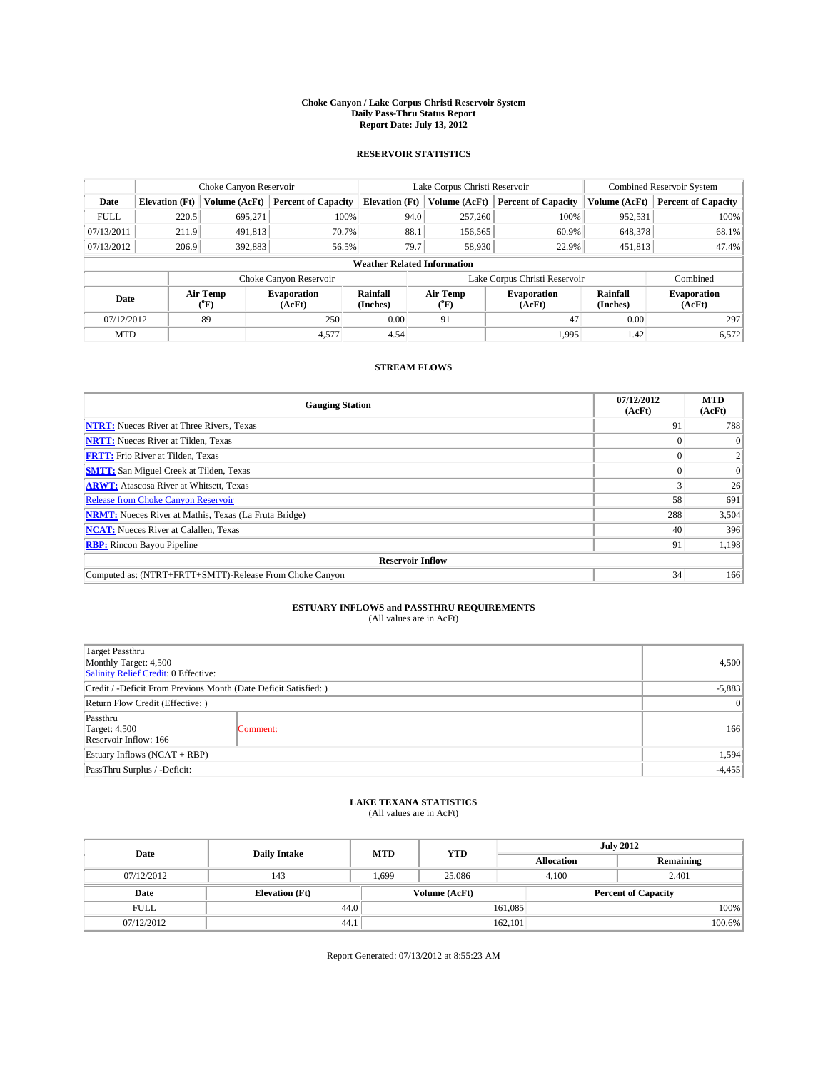# Choke Canyon / Lake Corpus Christi Reservoir System
## Daily Pass-Thru Status Report
### Report Date: July 13, 2012

## RESERVOIR STATISTICS

| | Choke Canyon Reservoir | | | Lake Corpus Christi Reservoir | | | Combined Reservoir System | |
|---|---|---|---|---|---|---|---|---|
| Date | Elevation (Ft) | Volume (AcFt) | Percent of Capacity | Elevation (Ft) | Volume (AcFt) | Percent of Capacity | Volume (AcFt) | Percent of Capacity |
| FULL | 220.5 | 695,271 | 100% | 94.0 | 257,260 | 100% | 952,531 | 100% |
| 07/13/2011 | 211.9 | 491,813 | 70.7% | 88.1 | 156,565 | 60.9% | 648,378 | 68.1% |
| 07/13/2012 | 206.9 | 392,883 | 56.5% | 79.7 | 58,930 | 22.9% | 451,813 | 47.4% |

**Weather Related Information**

| | Choke Canyon Reservoir | | | Lake Corpus Christi Reservoir | | | Combined |
|---|---|---|---|---|---|---|---|
| Date | Air Temp (°F) | Evaporation (AcFt) | Rainfall (Inches) | Air Temp (°F) | Evaporation (AcFt) | Rainfall (Inches) | Evaporation (AcFt) |
| 07/12/2012 | 89 | 250 | 0.00 | 91 | 47 | 0.00 | 297 |
| MTD | | 4,577 | 4.54 | | 1,995 | 1.42 | 6,572 |

## STREAM FLOWS

| Gauging Station | 07/12/2012 (AcFt) | MTD (AcFt) |
|---|---|---|
| NTRT: Nueces River at Three Rivers, Texas | 91 | 788 |
| NRTT: Nueces River at Tilden, Texas | 0 | 0 |
| FRTT: Frio River at Tilden, Texas | 0 | 2 |
| SMTT: San Miguel Creek at Tilden, Texas | 0 | 0 |
| ARWT: Atascosa River at Whitsett, Texas | 3 | 26 |
| Release from Choke Canyon Reservoir | 58 | 691 |
| NRMT: Nueces River at Mathis, Texas (La Fruta Bridge) | 288 | 3,504 |
| NCAT: Nueces River at Calallen, Texas | 40 | 396 |
| RBP: Rincon Bayou Pipeline | 91 | 1,198 |
| **Reservoir Inflow** | | |
| Computed as: (NTRT+FRTT+SMTT)-Release From Choke Canyon | 34 | 166 |

## ESTUARY INFLOWS and PASSTHRU REQUIREMENTS
(All values are in AcFt)

| | | |
|---|---|---|
| Target Passthru<br>Monthly Target: 4,500<br>Salinity Relief Credit: 0 Effective: | | 4,500 |
| Credit / -Deficit From Previous Month (Date Deficit Satisfied: ) | | -5,883 |
| Return Flow Credit (Effective: ) | | 0 |
| Passthru<br>Target: 4,500<br>Reservoir Inflow: 166 | Comment: | 166 |
| Estuary Inflows (NCAT + RBP) | | 1,594 |
| PassThru Surplus / -Deficit: | | -4,455 |

## LAKE TEXANA STATISTICS
(All values are in AcFt)

| Date | Daily Intake | MTD | YTD | July 2012 Allocation | July 2012 Remaining |
|---|---|---|---|---|---|
| 07/12/2012 | 143 | 1,699 | 25,086 | 4,100 | 2,401 |

| Date | Elevation (Ft) | Volume (AcFt) | Percent of Capacity |
|---|---|---|---|
| FULL | 44.0 | 161,085 | 100% |
| 07/12/2012 | 44.1 | 162,101 | 100.6% |

Report Generated: 07/13/2012 at 8:55:23 AM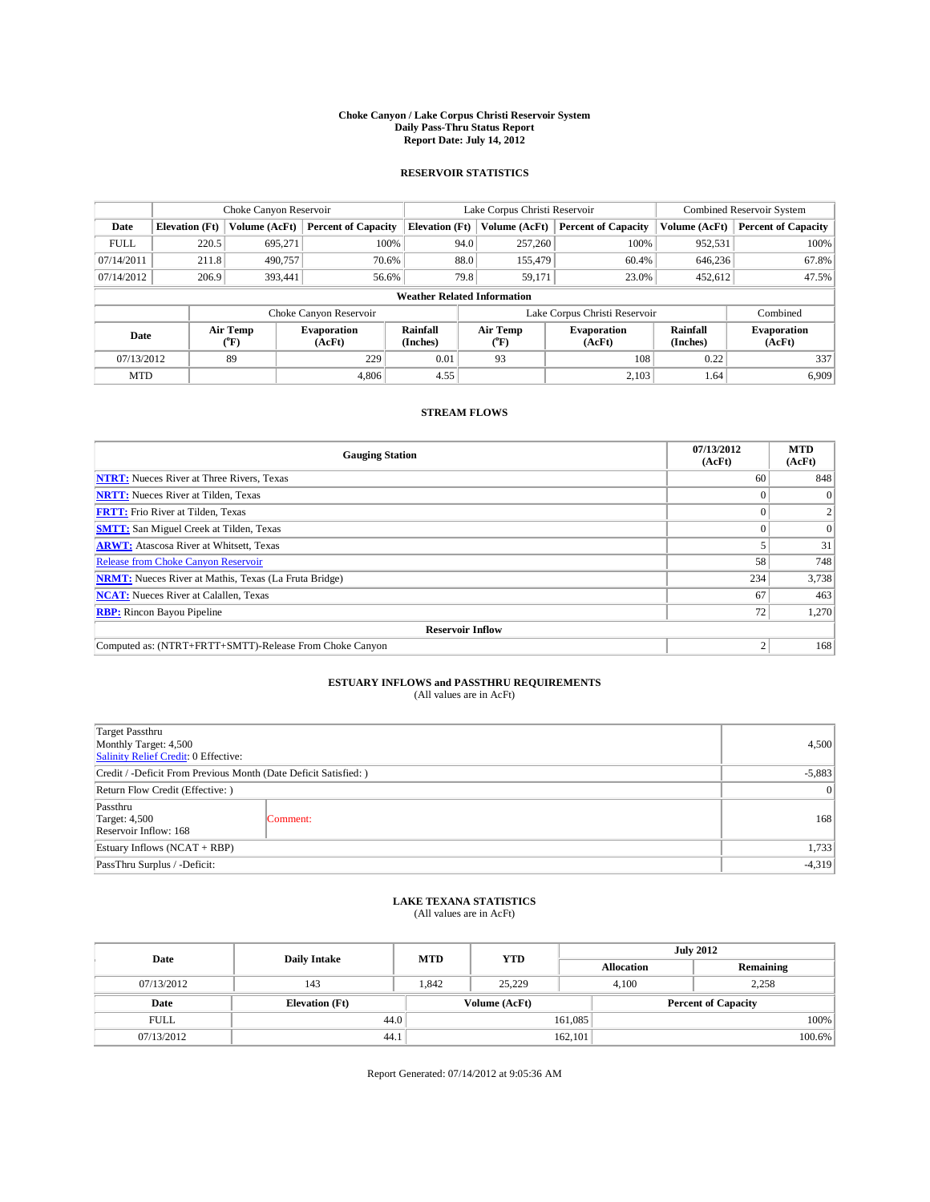# Choke Canyon / Lake Corpus Christi Reservoir System
## Daily Pass-Thru Status Report
## Report Date: July 14, 2012

### RESERVOIR STATISTICS

| | Choke Canyon Reservoir | | | Lake Corpus Christi Reservoir | | | Combined Reservoir System | |
|---|---|---|---|---|---|---|---|---|
| Date | Elevation (Ft) | Volume (AcFt) | Percent of Capacity | Elevation (Ft) | Volume (AcFt) | Percent of Capacity | Volume (AcFt) | Percent of Capacity |
| FULL | 220.5 | 695,271 | 100% | 94.0 | 257,260 | 100% | 952,531 | 100% |
| 07/14/2011 | 211.8 | 490,757 | 70.6% | 88.0 | 155,479 | 60.4% | 646,236 | 67.8% |
| 07/14/2012 | 206.9 | 393,441 | 56.6% | 79.8 | 59,171 | 23.0% | 452,612 | 47.5% |

**Weather Related Information**

| | Choke Canyon Reservoir | | | Lake Corpus Christi Reservoir | | | Combined |
|---|---|---|---|---|---|---|---|
| Date | Air Temp (°F) | Evaporation (AcFt) | Rainfall (Inches) | Air Temp (°F) | Evaporation (AcFt) | Rainfall (Inches) | Evaporation (AcFt) |
| 07/13/2012 | 89 | 229 | 0.01 | 93 | 108 | 0.22 | 337 |
| MTD | | 4,806 | 4.55 | | 2,103 | 1.64 | 6,909 |

### STREAM FLOWS

| Gauging Station | 07/13/2012 (AcFt) | MTD (AcFt) |
|---|---|---|
| **NTRT:** Nueces River at Three Rivers, Texas | 60 | 848 |
| **NRTT:** Nueces River at Tilden, Texas | 0 | 0 |
| **FRTT:** Frio River at Tilden, Texas | 0 | 2 |
| **SMTT:** San Miguel Creek at Tilden, Texas | 0 | 0 |
| **ARWT:** Atascosa River at Whitsett, Texas | 5 | 31 |
| Release from Choke Canyon Reservoir | 58 | 748 |
| **NRMT:** Nueces River at Mathis, Texas (La Fruta Bridge) | 234 | 3,738 |
| **NCAT:** Nueces River at Calallen, Texas | 67 | 463 |
| **RBP:** Rincon Bayou Pipeline | 72 | 1,270 |
| **Reservoir Inflow** | | |
| Computed as: (NTRT+FRTT+SMTT)-Release From Choke Canyon | 2 | 168 |

### ESTUARY INFLOWS and PASSTHRU REQUIREMENTS
(All values are in AcFt)

| | | |
|---|---|---|
| Target Passthru<br>Monthly Target: 4,500<br>Salinity Relief Credit: 0 Effective: | | 4,500 |
| Credit / -Deficit From Previous Month (Date Deficit Satisfied: ) | | -5,883 |
| Return Flow Credit (Effective: ) | | 0 |
| Passthru<br>Target: 4,500<br>Reservoir Inflow: 168 | Comment: | 168 |
| Estuary Inflows (NCAT + RBP) | | 1,733 |
| PassThru Surplus / -Deficit: | | -4,319 |

### LAKE TEXANA STATISTICS
(All values are in AcFt)

| Date | Daily Intake | MTD | YTD | July 2012 Allocation | July 2012 Remaining |
|---|---|---|---|---|---|
| 07/13/2012 | 143 | 1,842 | 25,229 | 4,100 | 2,258 |

| Date | Elevation (Ft) | Volume (AcFt) | Percent of Capacity |
|---|---|---|---|
| FULL | 44.0 | 161,085 | 100% |
| 07/13/2012 | 44.1 | 162,101 | 100.6% |

Report Generated: 07/14/2012 at 9:05:36 AM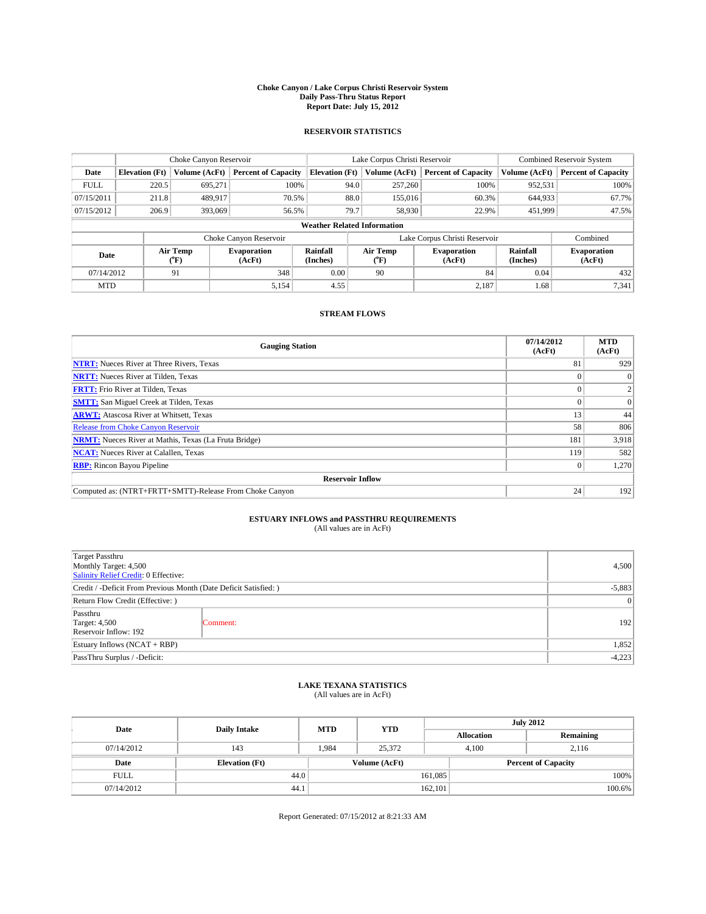**Choke Canyon / Lake Corpus Christi Reservoir System**
**Daily Pass-Thru Status Report**
**Report Date: July 15, 2012**

## RESERVOIR STATISTICS

| | Choke Canyon Reservoir | | | Lake Corpus Christi Reservoir | | | Combined Reservoir System | |
|---|---|---|---|---|---|---|---|---|
| Date | Elevation (Ft) | Volume (AcFt) | Percent of Capacity | Elevation (Ft) | Volume (AcFt) | Percent of Capacity | Volume (AcFt) | Percent of Capacity |
| FULL | 220.5 | 695,271 | 100% | 94.0 | 257,260 | 100% | 952,531 | 100% |
| 07/15/2011 | 211.8 | 489,917 | 70.5% | 88.0 | 155,016 | 60.3% | 644,933 | 67.7% |
| 07/15/2012 | 206.9 | 393,069 | 56.5% | 79.7 | 58,930 | 22.9% | 451,999 | 47.5% |

**Weather Related Information**

| | Choke Canyon Reservoir | | | Lake Corpus Christi Reservoir | | | Combined |
|---|---|---|---|---|---|---|---|
| Date | Air Temp (°F) | Evaporation (AcFt) | Rainfall (Inches) | Air Temp (°F) | Evaporation (AcFt) | Rainfall (Inches) | Evaporation (AcFt) |
| 07/14/2012 | 91 | 348 | 0.00 | 90 | 84 | 0.04 | 432 |
| MTD | | 5,154 | 4.55 | | 2,187 | 1.68 | 7,341 |

## STREAM FLOWS

| Gauging Station | 07/14/2012 (AcFt) | MTD (AcFt) |
|---|---|---|
| NTRT: Nueces River at Three Rivers, Texas | 81 | 929 |
| NRTT: Nueces River at Tilden, Texas | 0 | 0 |
| FRTT: Frio River at Tilden, Texas | 0 | 2 |
| SMTT: San Miguel Creek at Tilden, Texas | 0 | 0 |
| ARWT: Atascosa River at Whitsett, Texas | 13 | 44 |
| Release from Choke Canyon Reservoir | 58 | 806 |
| NRMT: Nueces River at Mathis, Texas (La Fruta Bridge) | 181 | 3,918 |
| NCAT: Nueces River at Calallen, Texas | 119 | 582 |
| RBP: Rincon Bayou Pipeline | 0 | 1,270 |
| **Reservoir Inflow** | | |
| Computed as: (NTRT+FRTT+SMTT)-Release From Choke Canyon | 24 | 192 |

## ESTUARY INFLOWS and PASSTHRU REQUIREMENTS
(All values are in AcFt)

| | | |
|---|---|---|
| Target Passthru<br>Monthly Target: 4,500<br>Salinity Relief Credit: 0 Effective: | | 4,500 |
| Credit / -Deficit From Previous Month (Date Deficit Satisfied: ) | | -5,883 |
| Return Flow Credit (Effective: ) | | 0 |
| Passthru<br>Target: 4,500<br>Reservoir Inflow: 192 | Comment: | 192 |
| Estuary Inflows (NCAT + RBP) | | 1,852 |
| PassThru Surplus / -Deficit: | | -4,223 |

## LAKE TEXANA STATISTICS
(All values are in AcFt)

| Date | Daily Intake | MTD | YTD | July 2012 Allocation | Remaining |
|---|---|---|---|---|---|
| 07/14/2012 | 143 | 1,984 | 25,372 | 4,100 | 2,116 |

| Date | Elevation (Ft) | Volume (AcFt) | Percent of Capacity |
|---|---|---|---|
| FULL | 44.0 | 161,085 | 100% |
| 07/14/2012 | 44.1 | 162,101 | 100.6% |

Report Generated: 07/15/2012 at 8:21:33 AM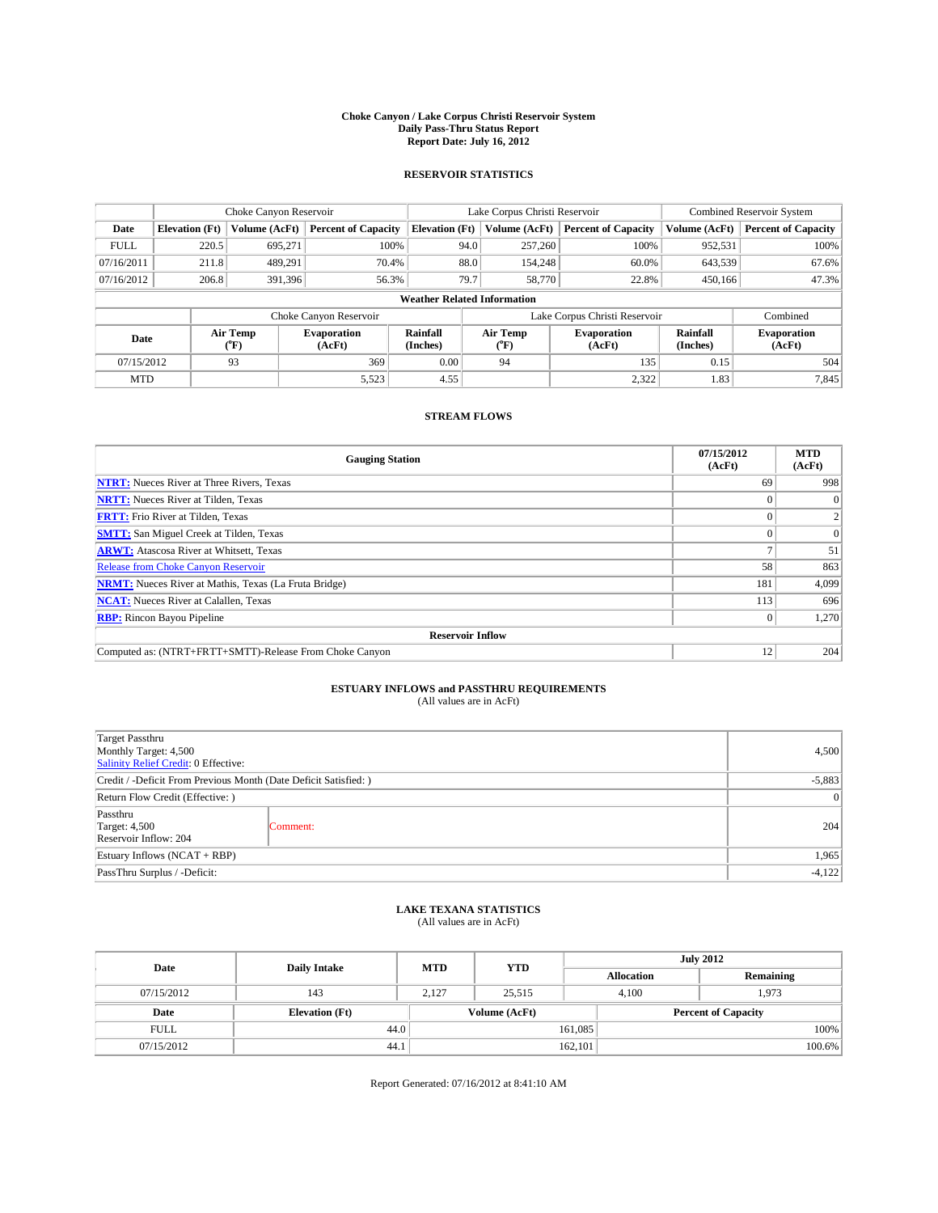**Choke Canyon / Lake Corpus Christi Reservoir System**
**Daily Pass-Thru Status Report**
**Report Date: July 16, 2012**

## RESERVOIR STATISTICS

| | Choke Canyon Reservoir | | | Lake Corpus Christi Reservoir | | | Combined Reservoir System | |
|---|---|---|---|---|---|---|---|---|
| **Date** | **Elevation (Ft)** | **Volume (AcFt)** | **Percent of Capacity** | **Elevation (Ft)** | **Volume (AcFt)** | **Percent of Capacity** | **Volume (AcFt)** | **Percent of Capacity** |
| FULL | 220.5 | 695,271 | 100% | 94.0 | 257,260 | 100% | 952,531 | 100% |
| 07/16/2011 | 211.8 | 489,291 | 70.4% | 88.0 | 154,248 | 60.0% | 643,539 | 67.6% |
| 07/16/2012 | 206.8 | 391,396 | 56.3% | 79.7 | 58,770 | 22.8% | 450,166 | 47.3% |

**Weather Related Information**

| | Choke Canyon Reservoir | | | Lake Corpus Christi Reservoir | | | Combined |
|---|---|---|---|---|---|---|---|
| **Date** | **Air Temp (°F)** | **Evaporation (AcFt)** | **Rainfall (Inches)** | **Air Temp (°F)** | **Evaporation (AcFt)** | **Rainfall (Inches)** | **Evaporation (AcFt)** |
| 07/15/2012 | 93 | 369 | 0.00 | 94 | 135 | 0.15 | 504 |
| MTD | | 5,523 | 4.55 | | 2,322 | 1.83 | 7,845 |

## STREAM FLOWS

| Gauging Station | 07/15/2012 (AcFt) | MTD (AcFt) |
|---|---|---|
| NTRT: Nueces River at Three Rivers, Texas | 69 | 998 |
| NRTT: Nueces River at Tilden, Texas | 0 | 0 |
| FRTT: Frio River at Tilden, Texas | 0 | 2 |
| SMTT: San Miguel Creek at Tilden, Texas | 0 | 0 |
| ARWT: Atascosa River at Whitsett, Texas | 7 | 51 |
| Release from Choke Canyon Reservoir | 58 | 863 |
| NRMT: Nueces River at Mathis, Texas (La Fruta Bridge) | 181 | 4,099 |
| NCAT: Nueces River at Calallen, Texas | 113 | 696 |
| RBP: Rincon Bayou Pipeline | 0 | 1,270 |
| **Reservoir Inflow** | | |
| Computed as: (NTRT+FRTT+SMTT)-Release From Choke Canyon | 12 | 204 |

## ESTUARY INFLOWS and PASSTHRU REQUIREMENTS
(All values are in AcFt)

| | | |
|---|---|---|
| Target Passthru<br>Monthly Target: 4,500<br>Salinity Relief Credit: 0 Effective: | | 4,500 |
| Credit / -Deficit From Previous Month (Date Deficit Satisfied: ) | | -5,883 |
| Return Flow Credit (Effective: ) | | 0 |
| Passthru<br>Target: 4,500<br>Reservoir Inflow: 204 | Comment: | 204 |
| Estuary Inflows (NCAT + RBP) | | 1,965 |
| PassThru Surplus / -Deficit: | | -4,122 |

## LAKE TEXANA STATISTICS
(All values are in AcFt)

| Date | Daily Intake | MTD | YTD | July 2012 Allocation | July 2012 Remaining |
|---|---|---|---|---|---|
| 07/15/2012 | 143 | 2,127 | 25,515 | 4,100 | 1,973 |

| Date | Elevation (Ft) | Volume (AcFt) | Percent of Capacity |
|---|---|---|---|
| FULL | 44.0 | 161,085 | 100% |
| 07/15/2012 | 44.1 | 162,101 | 100.6% |

Report Generated: 07/16/2012 at 8:41:10 AM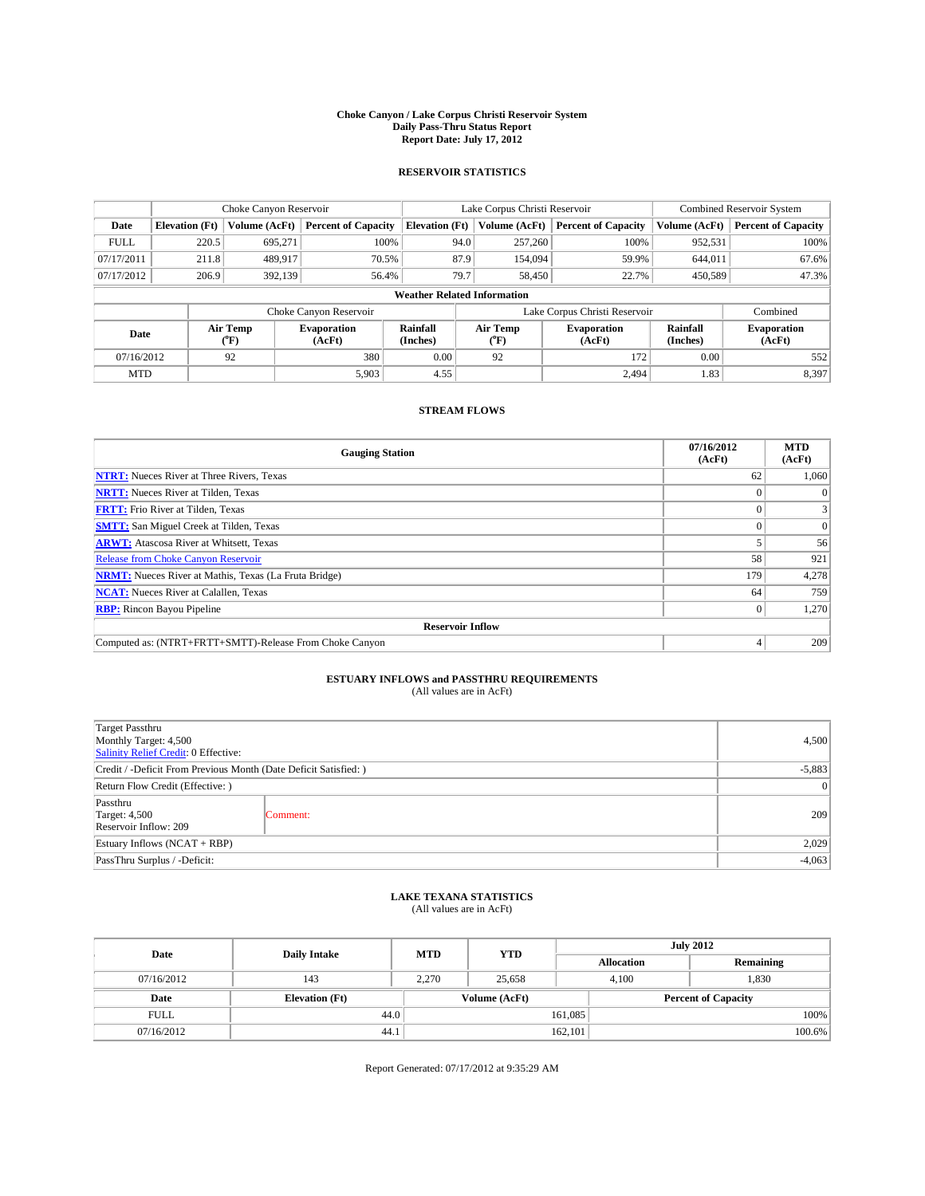# Choke Canyon / Lake Corpus Christi Reservoir System
## Daily Pass-Thru Status Report
### Report Date: July 17, 2012

## RESERVOIR STATISTICS

| | Choke Canyon Reservoir | | | Lake Corpus Christi Reservoir | | | Combined Reservoir System | |
|---|---|---|---|---|---|---|---|---|
| Date | Elevation (Ft) | Volume (AcFt) | Percent of Capacity | Elevation (Ft) | Volume (AcFt) | Percent of Capacity | Volume (AcFt) | Percent of Capacity |
| FULL | 220.5 | 695,271 | 100% | 94.0 | 257,260 | 100% | 952,531 | 100% |
| 07/17/2011 | 211.8 | 489,917 | 70.5% | 87.9 | 154,094 | 59.9% | 644,011 | 67.6% |
| 07/17/2012 | 206.9 | 392,139 | 56.4% | 79.7 | 58,450 | 22.7% | 450,589 | 47.3% |

**Weather Related Information**

| | Choke Canyon Reservoir | | | Lake Corpus Christi Reservoir | | | Combined |
|---|---|---|---|---|---|---|---|
| Date | Air Temp (°F) | Evaporation (AcFt) | Rainfall (Inches) | Air Temp (°F) | Evaporation (AcFt) | Rainfall (Inches) | Evaporation (AcFt) |
| 07/16/2012 | 92 | 380 | 0.00 | 92 | 172 | 0.00 | 552 |
| MTD | | 5,903 | 4.55 | | 2,494 | 1.83 | 8,397 |

## STREAM FLOWS

| Gauging Station | 07/16/2012 (AcFt) | MTD (AcFt) |
|---|---|---|
| NTRT: Nueces River at Three Rivers, Texas | 62 | 1,060 |
| NRTT: Nueces River at Tilden, Texas | 0 | 0 |
| FRTT: Frio River at Tilden, Texas | 0 | 3 |
| SMTT: San Miguel Creek at Tilden, Texas | 0 | 0 |
| ARWT: Atascosa River at Whitsett, Texas | 5 | 56 |
| Release from Choke Canyon Reservoir | 58 | 921 |
| NRMT: Nueces River at Mathis, Texas (La Fruta Bridge) | 179 | 4,278 |
| NCAT: Nueces River at Calallen, Texas | 64 | 759 |
| RBP: Rincon Bayou Pipeline | 0 | 1,270 |
| **Reservoir Inflow** | | |
| Computed as: (NTRT+FRTT+SMTT)-Release From Choke Canyon | 4 | 209 |

## ESTUARY INFLOWS and PASSTHRU REQUIREMENTS
(All values are in AcFt)

| | | |
|---|---|---|
| Target Passthru<br>Monthly Target: 4,500<br>Salinity Relief Credit: 0 Effective: | | 4,500 |
| Credit / -Deficit From Previous Month (Date Deficit Satisfied: ) | | -5,883 |
| Return Flow Credit (Effective: ) | | 0 |
| Passthru<br>Target: 4,500<br>Reservoir Inflow: 209 | Comment: | 209 |
| Estuary Inflows (NCAT + RBP) | | 2,029 |
| PassThru Surplus / -Deficit: | | -4,063 |

## LAKE TEXANA STATISTICS
(All values are in AcFt)

| Date | Daily Intake | MTD | YTD | July 2012 Allocation | July 2012 Remaining |
|---|---|---|---|---|---|
| 07/16/2012 | 143 | 2,270 | 25,658 | 4,100 | 1,830 |

| Date | Elevation (Ft) | Volume (AcFt) | Percent of Capacity |
|---|---|---|---|
| FULL | 44.0 | 161,085 | 100% |
| 07/16/2012 | 44.1 | 162,101 | 100.6% |

Report Generated: 07/17/2012 at 9:35:29 AM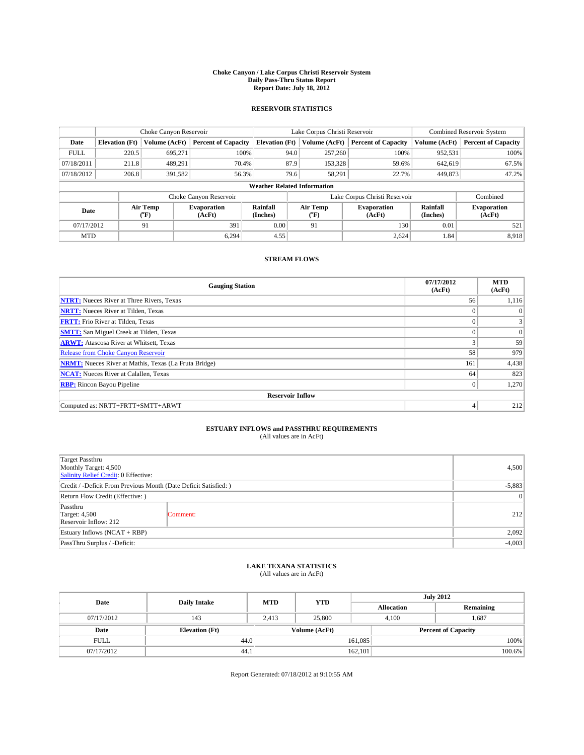# Choke Canyon / Lake Corpus Christi Reservoir System
## Daily Pass-Thru Status Report
### Report Date: July 18, 2012

## RESERVOIR STATISTICS

| | Choke Canyon Reservoir | | | Lake Corpus Christi Reservoir | | | Combined Reservoir System | |
|---|---|---|---|---|---|---|---|---|
| Date | Elevation (Ft) | Volume (AcFt) | Percent of Capacity | Elevation (Ft) | Volume (AcFt) | Percent of Capacity | Volume (AcFt) | Percent of Capacity |
| FULL | 220.5 | 695,271 | 100% | 94.0 | 257,260 | 100% | 952,531 | 100% |
| 07/18/2011 | 211.8 | 489,291 | 70.4% | 87.9 | 153,328 | 59.6% | 642,619 | 67.5% |
| 07/18/2012 | 206.8 | 391,582 | 56.3% | 79.6 | 58,291 | 22.7% | 449,873 | 47.2% |

**Weather Related Information**

| | Choke Canyon Reservoir | | | Lake Corpus Christi Reservoir | | | Combined |
|---|---|---|---|---|---|---|---|
| Date | Air Temp (°F) | Evaporation (AcFt) | Rainfall (Inches) | Air Temp (°F) | Evaporation (AcFt) | Rainfall (Inches) | Evaporation (AcFt) |
| 07/17/2012 | 91 | 391 | 0.00 | 91 | 130 | 0.01 | 521 |
| MTD | | 6,294 | 4.55 | | 2,624 | 1.84 | 8,918 |

## STREAM FLOWS

| Gauging Station | 07/17/2012 (AcFt) | MTD (AcFt) |
|---|---|---|
| NTRT: Nueces River at Three Rivers, Texas | 56 | 1,116 |
| NRTT: Nueces River at Tilden, Texas | 0 | 0 |
| FRTT: Frio River at Tilden, Texas | 0 | 3 |
| SMTT: San Miguel Creek at Tilden, Texas | 0 | 0 |
| ARWT: Atascosa River at Whitsett, Texas | 3 | 59 |
| Release from Choke Canyon Reservoir | 58 | 979 |
| NRMT: Nueces River at Mathis, Texas (La Fruta Bridge) | 161 | 4,438 |
| NCAT: Nueces River at Calallen, Texas | 64 | 823 |
| RBP: Rincon Bayou Pipeline | 0 | 1,270 |
| **Reservoir Inflow** | | |
| Computed as: NRTT+FRTT+SMTT+ARWT | 4 | 212 |

## ESTUARY INFLOWS and PASSTHRU REQUIREMENTS
(All values are in AcFt)

| | | |
|---|---|---|
| Target Passthru<br>Monthly Target: 4,500<br>Salinity Relief Credit: 0 Effective: | | 4,500 |
| Credit / -Deficit From Previous Month (Date Deficit Satisfied: ) | | -5,883 |
| Return Flow Credit (Effective: ) | | 0 |
| Passthru<br>Target: 4,500<br>Reservoir Inflow: 212 | Comment: | 212 |
| Estuary Inflows (NCAT + RBP) | | 2,092 |
| PassThru Surplus / -Deficit: | | -4,003 |

## LAKE TEXANA STATISTICS
(All values are in AcFt)

| Date | Daily Intake | MTD | YTD | July 2012 Allocation | July 2012 Remaining |
|---|---|---|---|---|---|
| 07/17/2012 | 143 | 2,413 | 25,800 | 4,100 | 1,687 |

| Date | Elevation (Ft) | Volume (AcFt) | Percent of Capacity |
|---|---|---|---|
| FULL | 44.0 | 161,085 | 100% |
| 07/17/2012 | 44.1 | 162,101 | 100.6% |

Report Generated: 07/18/2012 at 9:10:55 AM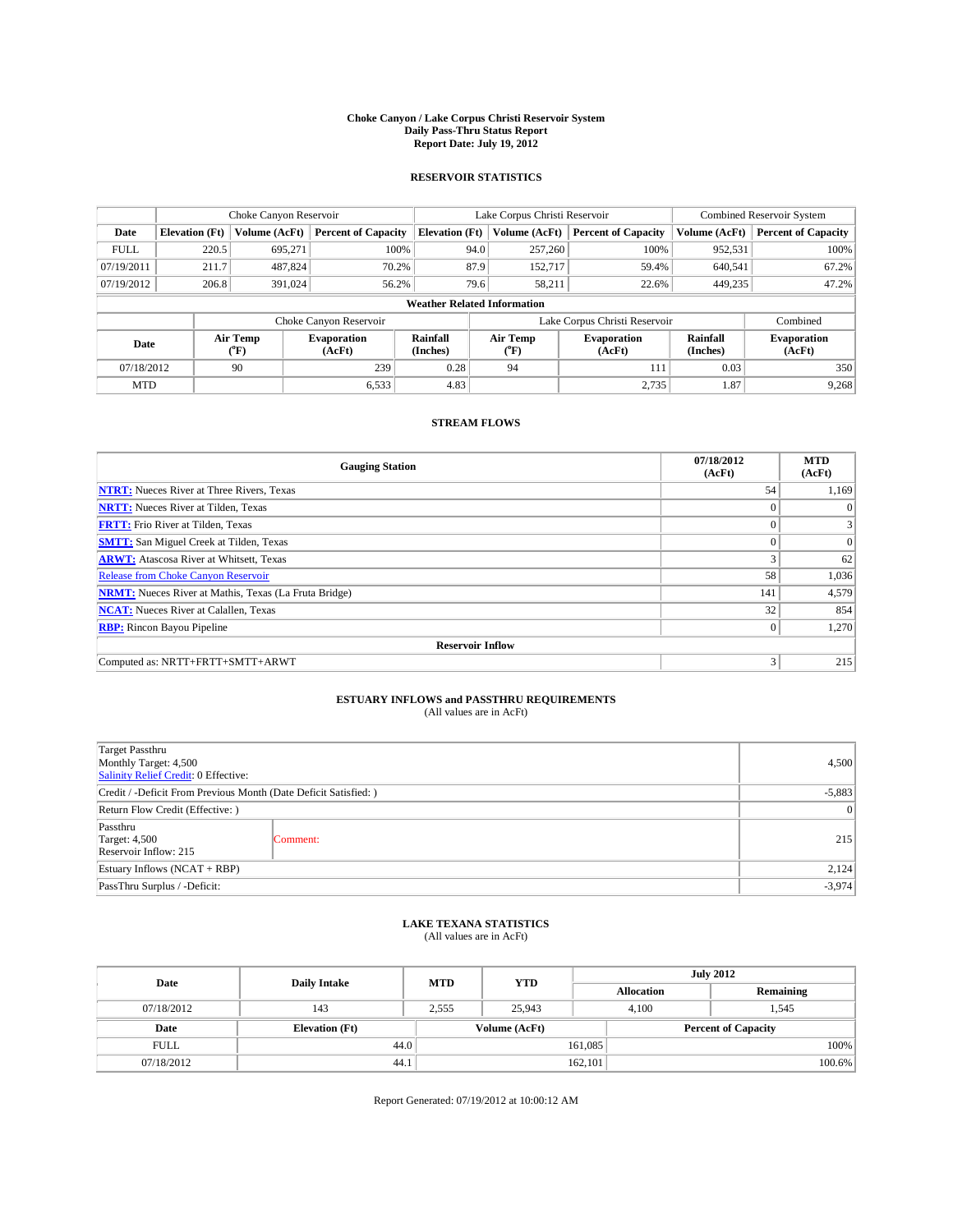# Choke Canyon / Lake Corpus Christi Reservoir System
## Daily Pass-Thru Status Report
## Report Date: July 19, 2012

### RESERVOIR STATISTICS

| | Choke Canyon Reservoir | | | Lake Corpus Christi Reservoir | | | Combined Reservoir System | |
|---|---|---|---|---|---|---|---|---|
| Date | Elevation (Ft) | Volume (AcFt) | Percent of Capacity | Elevation (Ft) | Volume (AcFt) | Percent of Capacity | Volume (AcFt) | Percent of Capacity |
| FULL | 220.5 | 695,271 | 100% | 94.0 | 257,260 | 100% | 952,531 | 100% |
| 07/19/2011 | 211.7 | 487,824 | 70.2% | 87.9 | 152,717 | 59.4% | 640,541 | 67.2% |
| 07/19/2012 | 206.8 | 391,024 | 56.2% | 79.6 | 58,211 | 22.6% | 449,235 | 47.2% |

**Weather Related Information**

| | Choke Canyon Reservoir | | | Lake Corpus Christi Reservoir | | | Combined |
|---|---|---|---|---|---|---|---|
| Date | Air Temp (°F) | Evaporation (AcFt) | Rainfall (Inches) | Air Temp (°F) | Evaporation (AcFt) | Rainfall (Inches) | Evaporation (AcFt) |
| 07/18/2012 | 90 | 239 | 0.28 | 94 | 111 | 0.03 | 350 |
| MTD | | 6,533 | 4.83 | | 2,735 | 1.87 | 9,268 |

### STREAM FLOWS

| Gauging Station | 07/18/2012 (AcFt) | MTD (AcFt) |
|---|---|---|
| NTRT: Nueces River at Three Rivers, Texas | 54 | 1,169 |
| NRTT: Nueces River at Tilden, Texas | 0 | 0 |
| FRTT: Frio River at Tilden, Texas | 0 | 3 |
| SMTT: San Miguel Creek at Tilden, Texas | 0 | 0 |
| ARWT: Atascosa River at Whitsett, Texas | 3 | 62 |
| Release from Choke Canyon Reservoir | 58 | 1,036 |
| NRMT: Nueces River at Mathis, Texas (La Fruta Bridge) | 141 | 4,579 |
| NCAT: Nueces River at Calallen, Texas | 32 | 854 |
| RBP: Rincon Bayou Pipeline | 0 | 1,270 |
| **Reservoir Inflow** | | |
| Computed as: NRTT+FRTT+SMTT+ARWT | 3 | 215 |

### ESTUARY INFLOWS and PASSTHRU REQUIREMENTS
(All values are in AcFt)

| | | |
|---|---|---|
| Target Passthru<br>Monthly Target: 4,500<br>Salinity Relief Credit: 0 Effective: | | 4,500 |
| Credit / -Deficit From Previous Month (Date Deficit Satisfied: ) | | -5,883 |
| Return Flow Credit (Effective: ) | | 0 |
| Passthru<br>Target: 4,500<br>Reservoir Inflow: 215 | Comment: | 215 |
| Estuary Inflows (NCAT + RBP) | | 2,124 |
| PassThru Surplus / -Deficit: | | -3,974 |

### LAKE TEXANA STATISTICS
(All values are in AcFt)

| Date | Daily Intake | MTD | YTD | July 2012 Allocation | July 2012 Remaining |
|---|---|---|---|---|---|
| 07/18/2012 | 143 | 2,555 | 25,943 | 4,100 | 1,545 |

| Date | Elevation (Ft) | Volume (AcFt) | Percent of Capacity |
|---|---|---|---|
| FULL | 44.0 | 161,085 | 100% |
| 07/18/2012 | 44.1 | 162,101 | 100.6% |

Report Generated: 07/19/2012 at 10:00:12 AM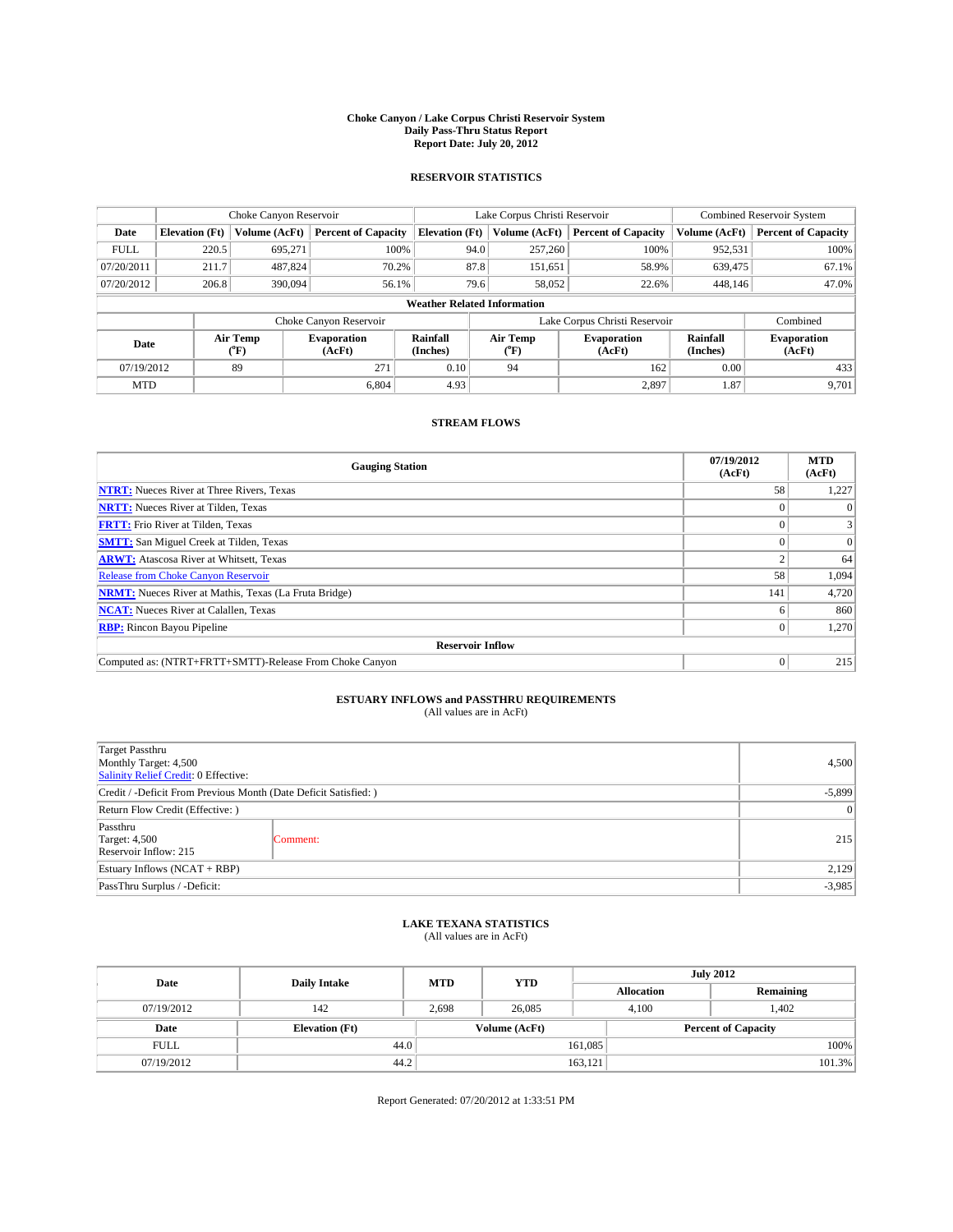# Choke Canyon / Lake Corpus Christi Reservoir System
## Daily Pass-Thru Status Report
## Report Date: July 20, 2012

### RESERVOIR STATISTICS

| | Choke Canyon Reservoir | | | Lake Corpus Christi Reservoir | | | Combined Reservoir System | |
|---|---|---|---|---|---|---|---|---|
| Date | Elevation (Ft) | Volume (AcFt) | Percent of Capacity | Elevation (Ft) | Volume (AcFt) | Percent of Capacity | Volume (AcFt) | Percent of Capacity |
| FULL | 220.5 | 695,271 | 100% | 94.0 | 257,260 | 100% | 952,531 | 100% |
| 07/20/2011 | 211.7 | 487,824 | 70.2% | 87.8 | 151,651 | 58.9% | 639,475 | 67.1% |
| 07/20/2012 | 206.8 | 390,094 | 56.1% | 79.6 | 58,052 | 22.6% | 448,146 | 47.0% |

**Weather Related Information**

| | Choke Canyon Reservoir | | | Lake Corpus Christi Reservoir | | | Combined |
|---|---|---|---|---|---|---|---|
| Date | Air Temp (°F) | Evaporation (AcFt) | Rainfall (Inches) | Air Temp (°F) | Evaporation (AcFt) | Rainfall (Inches) | Evaporation (AcFt) |
| 07/19/2012 | 89 | 271 | 0.10 | 94 | 162 | 0.00 | 433 |
| MTD | | 6,804 | 4.93 | | 2,897 | 1.87 | 9,701 |

### STREAM FLOWS

| Gauging Station | 07/19/2012 (AcFt) | MTD (AcFt) |
|---|---|---|
| NTRT: Nueces River at Three Rivers, Texas | 58 | 1,227 |
| NRTT: Nueces River at Tilden, Texas | 0 | 0 |
| FRTT: Frio River at Tilden, Texas | 0 | 3 |
| SMTT: San Miguel Creek at Tilden, Texas | 0 | 0 |
| ARWT: Atascosa River at Whitsett, Texas | 2 | 64 |
| Release from Choke Canyon Reservoir | 58 | 1,094 |
| NRMT: Nueces River at Mathis, Texas (La Fruta Bridge) | 141 | 4,720 |
| NCAT: Nueces River at Calallen, Texas | 6 | 860 |
| RBP: Rincon Bayou Pipeline | 0 | 1,270 |
| **Reservoir Inflow** | | |
| Computed as: (NTRT+FRTT+SMTT)-Release From Choke Canyon | 0 | 215 |

### ESTUARY INFLOWS and PASSTHRU REQUIREMENTS
(All values are in AcFt)

| | | |
|---|---|---|
| Target Passthru<br>Monthly Target: 4,500<br>Salinity Relief Credit: 0 Effective: | | 4,500 |
| Credit / -Deficit From Previous Month (Date Deficit Satisfied: ) | | -5,899 |
| Return Flow Credit (Effective: ) | | 0 |
| Passthru<br>Target: 4,500<br>Reservoir Inflow: 215 | Comment: | 215 |
| Estuary Inflows (NCAT + RBP) | | 2,129 |
| PassThru Surplus / -Deficit: | | -3,985 |

### LAKE TEXANA STATISTICS
(All values are in AcFt)

| Date | Daily Intake | MTD | YTD | July 2012 Allocation | July 2012 Remaining |
|---|---|---|---|---|---|
| 07/19/2012 | 142 | 2,698 | 26,085 | 4,100 | 1,402 |

| Date | Elevation (Ft) | Volume (AcFt) | Percent of Capacity |
|---|---|---|---|
| FULL | 44.0 | 161,085 | 100% |
| 07/19/2012 | 44.2 | 163,121 | 101.3% |

Report Generated: 07/20/2012 at 1:33:51 PM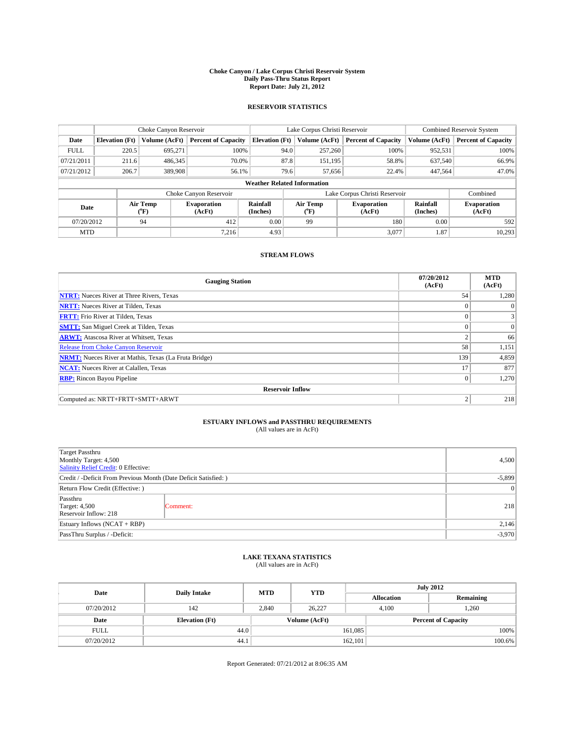# Choke Canyon / Lake Corpus Christi Reservoir System
## Daily Pass-Thru Status Report
## Report Date: July 21, 2012

### RESERVOIR STATISTICS

| | Choke Canyon Reservoir | | | Lake Corpus Christi Reservoir | | | Combined Reservoir System | |
|---|---|---|---|---|---|---|---|---|
| **Date** | **Elevation (Ft)** | **Volume (AcFt)** | **Percent of Capacity** | **Elevation (Ft)** | **Volume (AcFt)** | **Percent of Capacity** | **Volume (AcFt)** | **Percent of Capacity** |
| FULL | 220.5 | 695,271 | 100% | 94.0 | 257,260 | 100% | 952,531 | 100% |
| 07/21/2011 | 211.6 | 486,345 | 70.0% | 87.8 | 151,195 | 58.8% | 637,540 | 66.9% |
| 07/21/2012 | 206.7 | 389,908 | 56.1% | 79.6 | 57,656 | 22.4% | 447,564 | 47.0% |

**Weather Related Information**

| | Choke Canyon Reservoir | | | Lake Corpus Christi Reservoir | | | Combined |
|---|---|---|---|---|---|---|---|
| **Date** | **Air Temp (°F)** | **Evaporation (AcFt)** | **Rainfall (Inches)** | **Air Temp (°F)** | **Evaporation (AcFt)** | **Rainfall (Inches)** | **Evaporation (AcFt)** |
| 07/20/2012 | 94 | 412 | 0.00 | 99 | 180 | 0.00 | 592 |
| MTD | | 7,216 | 4.93 | | 3,077 | 1.87 | 10,293 |

### STREAM FLOWS

| Gauging Station | 07/20/2012 (AcFt) | MTD (AcFt) |
|---|---|---|
| **NTRT:** Nueces River at Three Rivers, Texas | 54 | 1,280 |
| **NRTT:** Nueces River at Tilden, Texas | 0 | 0 |
| **FRTT:** Frio River at Tilden, Texas | 0 | 3 |
| **SMTT:** San Miguel Creek at Tilden, Texas | 0 | 0 |
| **ARWT:** Atascosa River at Whitsett, Texas | 2 | 66 |
| Release from Choke Canyon Reservoir | 58 | 1,151 |
| **NRMT:** Nueces River at Mathis, Texas (La Fruta Bridge) | 139 | 4,859 |
| **NCAT:** Nueces River at Calallen, Texas | 17 | 877 |
| **RBP:** Rincon Bayou Pipeline | 0 | 1,270 |
| **Reservoir Inflow** | | |
| Computed as: NRTT+FRTT+SMTT+ARWT | 2 | 218 |

### ESTUARY INFLOWS and PASSTHRU REQUIREMENTS
(All values are in AcFt)

| | | |
|---|---|---|
| Target Passthru<br>Monthly Target: 4,500<br>Salinity Relief Credit: 0 Effective: | | 4,500 |
| Credit / -Deficit From Previous Month (Date Deficit Satisfied: ) | | -5,899 |
| Return Flow Credit (Effective: ) | | 0 |
| Passthru<br>Target: 4,500<br>Reservoir Inflow: 218 | Comment: | 218 |
| Estuary Inflows (NCAT + RBP) | | 2,146 |
| PassThru Surplus / -Deficit: | | -3,970 |

### LAKE TEXANA STATISTICS
(All values are in AcFt)

| Date | Daily Intake | MTD | YTD | July 2012 Allocation | July 2012 Remaining |
|---|---|---|---|---|---|
| 07/20/2012 | 142 | 2,840 | 26,227 | 4,100 | 1,260 |

| Date | Elevation (Ft) | Volume (AcFt) | Percent of Capacity |
|---|---|---|---|
| FULL | 44.0 | 161,085 | 100% |
| 07/20/2012 | 44.1 | 162,101 | 100.6% |

Report Generated: 07/21/2012 at 8:06:35 AM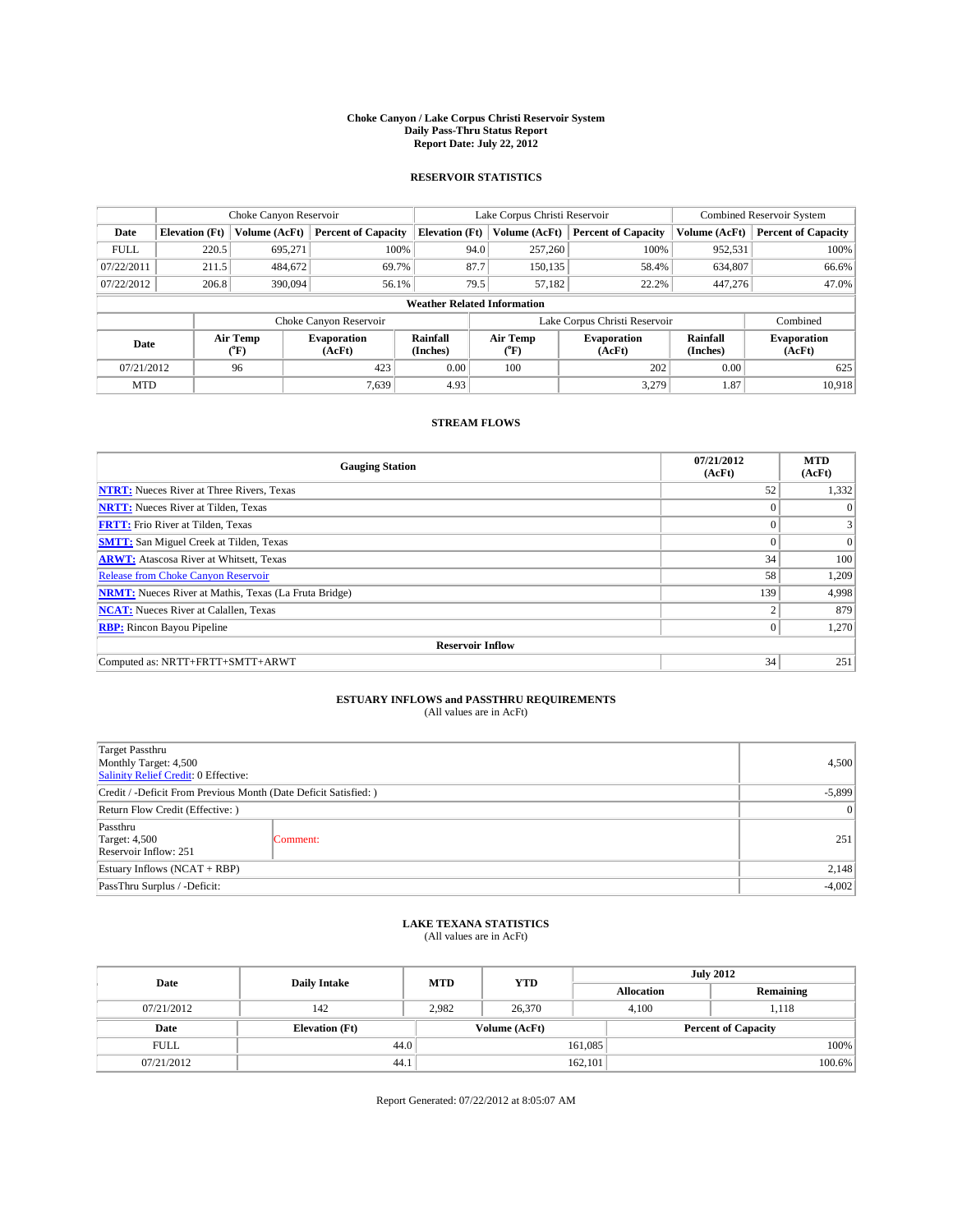# Choke Canyon / Lake Corpus Christi Reservoir System
## Daily Pass-Thru Status Report
## Report Date: July 22, 2012

### RESERVOIR STATISTICS

| | Choke Canyon Reservoir | | | Lake Corpus Christi Reservoir | | | Combined Reservoir System | |
|---|---|---|---|---|---|---|---|---|
| Date | Elevation (Ft) | Volume (AcFt) | Percent of Capacity | Elevation (Ft) | Volume (AcFt) | Percent of Capacity | Volume (AcFt) | Percent of Capacity |
| FULL | 220.5 | 695,271 | 100% | 94.0 | 257,260 | 100% | 952,531 | 100% |
| 07/22/2011 | 211.5 | 484,672 | 69.7% | 87.7 | 150,135 | 58.4% | 634,807 | 66.6% |
| 07/22/2012 | 206.8 | 390,094 | 56.1% | 79.5 | 57,182 | 22.2% | 447,276 | 47.0% |

**Weather Related Information**

| | Choke Canyon Reservoir | | | Lake Corpus Christi Reservoir | | | Combined |
|---|---|---|---|---|---|---|---|
| Date | Air Temp (°F) | Evaporation (AcFt) | Rainfall (Inches) | Air Temp (°F) | Evaporation (AcFt) | Rainfall (Inches) | Evaporation (AcFt) |
| 07/21/2012 | 96 | 423 | 0.00 | 100 | 202 | 0.00 | 625 |
| MTD | | 7,639 | 4.93 | | 3,279 | 1.87 | 10,918 |

### STREAM FLOWS

| Gauging Station | 07/21/2012 (AcFt) | MTD (AcFt) |
|---|---|---|
| NTRT: Nueces River at Three Rivers, Texas | 52 | 1,332 |
| NRTT: Nueces River at Tilden, Texas | 0 | 0 |
| FRTT: Frio River at Tilden, Texas | 0 | 3 |
| SMTT: San Miguel Creek at Tilden, Texas | 0 | 0 |
| ARWT: Atascosa River at Whitsett, Texas | 34 | 100 |
| Release from Choke Canyon Reservoir | 58 | 1,209 |
| NRMT: Nueces River at Mathis, Texas (La Fruta Bridge) | 139 | 4,998 |
| NCAT: Nueces River at Calallen, Texas | 2 | 879 |
| RBP: Rincon Bayou Pipeline | 0 | 1,270 |
| **Reservoir Inflow** | | |
| Computed as: NRTT+FRTT+SMTT+ARWT | 34 | 251 |

### ESTUARY INFLOWS and PASSTHRU REQUIREMENTS
(All values are in AcFt)

| | | |
|---|---|---|
| Target Passthru<br>Monthly Target: 4,500<br>Salinity Relief Credit: 0 Effective: | | 4,500 |
| Credit / -Deficit From Previous Month (Date Deficit Satisfied: ) | | -5,899 |
| Return Flow Credit (Effective: ) | | 0 |
| Passthru<br>Target: 4,500<br>Reservoir Inflow: 251 | Comment: | 251 |
| Estuary Inflows (NCAT + RBP) | | 2,148 |
| PassThru Surplus / -Deficit: | | -4,002 |

### LAKE TEXANA STATISTICS
(All values are in AcFt)

| Date | Daily Intake | MTD | YTD | July 2012 Allocation | July 2012 Remaining |
|---|---|---|---|---|---|
| 07/21/2012 | 142 | 2,982 | 26,370 | 4,100 | 1,118 |

| Date | Elevation (Ft) | Volume (AcFt) | Percent of Capacity |
|---|---|---|---|
| FULL | 44.0 | 161,085 | 100% |
| 07/21/2012 | 44.1 | 162,101 | 100.6% |

Report Generated: 07/22/2012 at 8:05:07 AM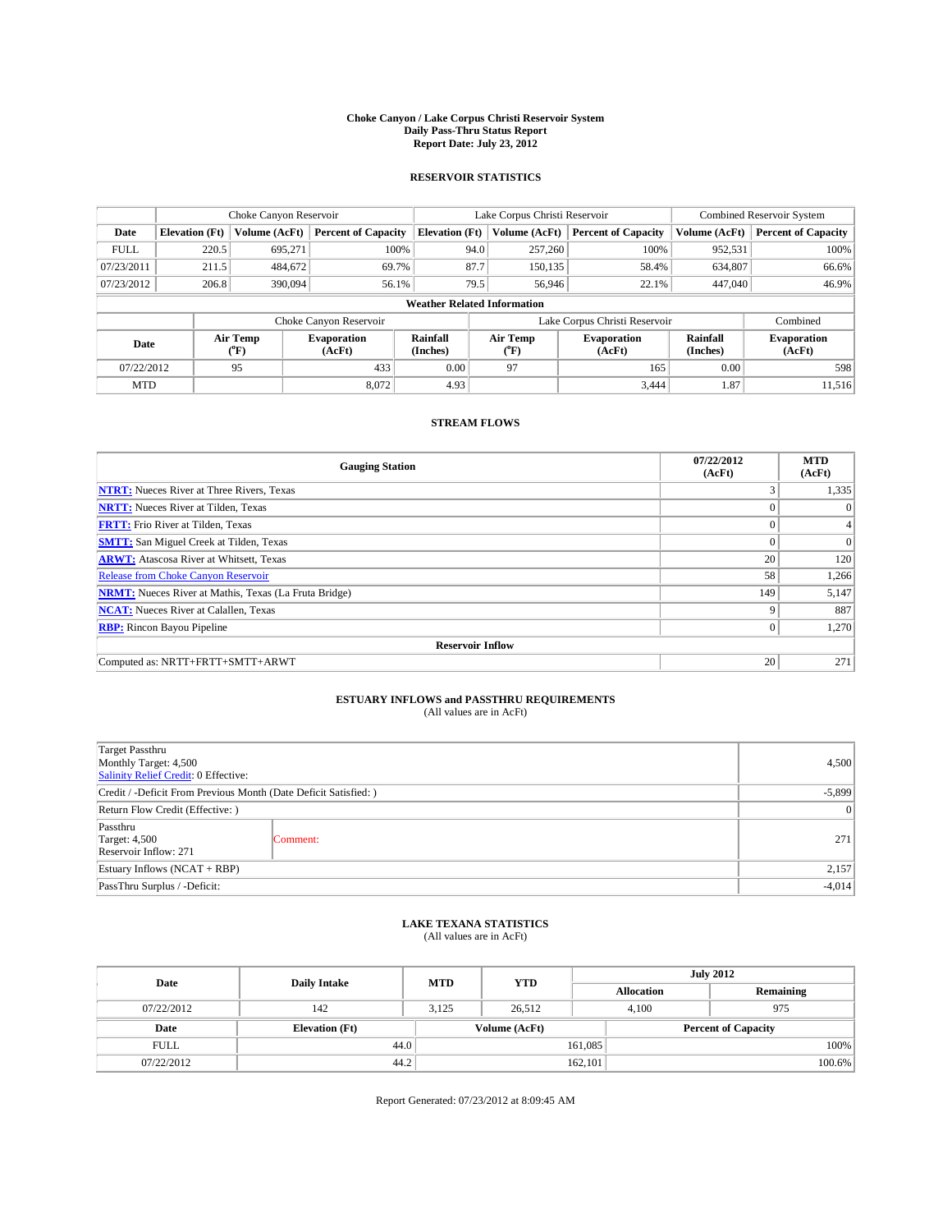# Choke Canyon / Lake Corpus Christi Reservoir System
## Daily Pass-Thru Status Report
## Report Date: July 23, 2012

### RESERVOIR STATISTICS

| | Choke Canyon Reservoir | | | Lake Corpus Christi Reservoir | | | Combined Reservoir System | |
|---|---|---|---|---|---|---|---|---|
| Date | Elevation (Ft) | Volume (AcFt) | Percent of Capacity | Elevation (Ft) | Volume (AcFt) | Percent of Capacity | Volume (AcFt) | Percent of Capacity |
| FULL | 220.5 | 695,271 | 100% | 94.0 | 257,260 | 100% | 952,531 | 100% |
| 07/23/2011 | 211.5 | 484,672 | 69.7% | 87.7 | 150,135 | 58.4% | 634,807 | 66.6% |
| 07/23/2012 | 206.8 | 390,094 | 56.1% | 79.5 | 56,946 | 22.1% | 447,040 | 46.9% |

**Weather Related Information**

| | Choke Canyon Reservoir | | | Lake Corpus Christi Reservoir | | | Combined |
|---|---|---|---|---|---|---|---|
| Date | Air Temp (°F) | Evaporation (AcFt) | Rainfall (Inches) | Air Temp (°F) | Evaporation (AcFt) | Rainfall (Inches) | Evaporation (AcFt) |
| 07/22/2012 | 95 | 433 | 0.00 | 97 | 165 | 0.00 | 598 |
| MTD | | 8,072 | 4.93 | | 3,444 | 1.87 | 11,516 |

### STREAM FLOWS

| Gauging Station | 07/22/2012 (AcFt) | MTD (AcFt) |
|---|---|---|
| NTRT: Nueces River at Three Rivers, Texas | 3 | 1,335 |
| NRTT: Nueces River at Tilden, Texas | 0 | 0 |
| FRTT: Frio River at Tilden, Texas | 0 | 4 |
| SMTT: San Miguel Creek at Tilden, Texas | 0 | 0 |
| ARWT: Atascosa River at Whitsett, Texas | 20 | 120 |
| Release from Choke Canyon Reservoir | 58 | 1,266 |
| NRMT: Nueces River at Mathis, Texas (La Fruta Bridge) | 149 | 5,147 |
| NCAT: Nueces River at Calallen, Texas | 9 | 887 |
| RBP: Rincon Bayou Pipeline | 0 | 1,270 |
| **Reservoir Inflow** | | |
| Computed as: NRTT+FRTT+SMTT+ARWT | 20 | 271 |

### ESTUARY INFLOWS and PASSTHRU REQUIREMENTS
(All values are in AcFt)

| | | |
|---|---|---|
| Target Passthru<br>Monthly Target: 4,500<br>Salinity Relief Credit: 0 Effective: | | 4,500 |
| Credit / -Deficit From Previous Month (Date Deficit Satisfied: ) | | -5,899 |
| Return Flow Credit (Effective: ) | | 0 |
| Passthru<br>Target: 4,500<br>Reservoir Inflow: 271 | Comment: | 271 |
| Estuary Inflows (NCAT + RBP) | | 2,157 |
| PassThru Surplus / -Deficit: | | -4,014 |

### LAKE TEXANA STATISTICS
(All values are in AcFt)

| Date | Daily Intake | MTD | YTD | July 2012 Allocation | July 2012 Remaining |
|---|---|---|---|---|---|
| 07/22/2012 | 142 | 3,125 | 26,512 | 4,100 | 975 |

| Date | Elevation (Ft) | Volume (AcFt) | Percent of Capacity |
|---|---|---|---|
| FULL | 44.0 | 161,085 | 100% |
| 07/22/2012 | 44.2 | 162,101 | 100.6% |

Report Generated: 07/23/2012 at 8:09:45 AM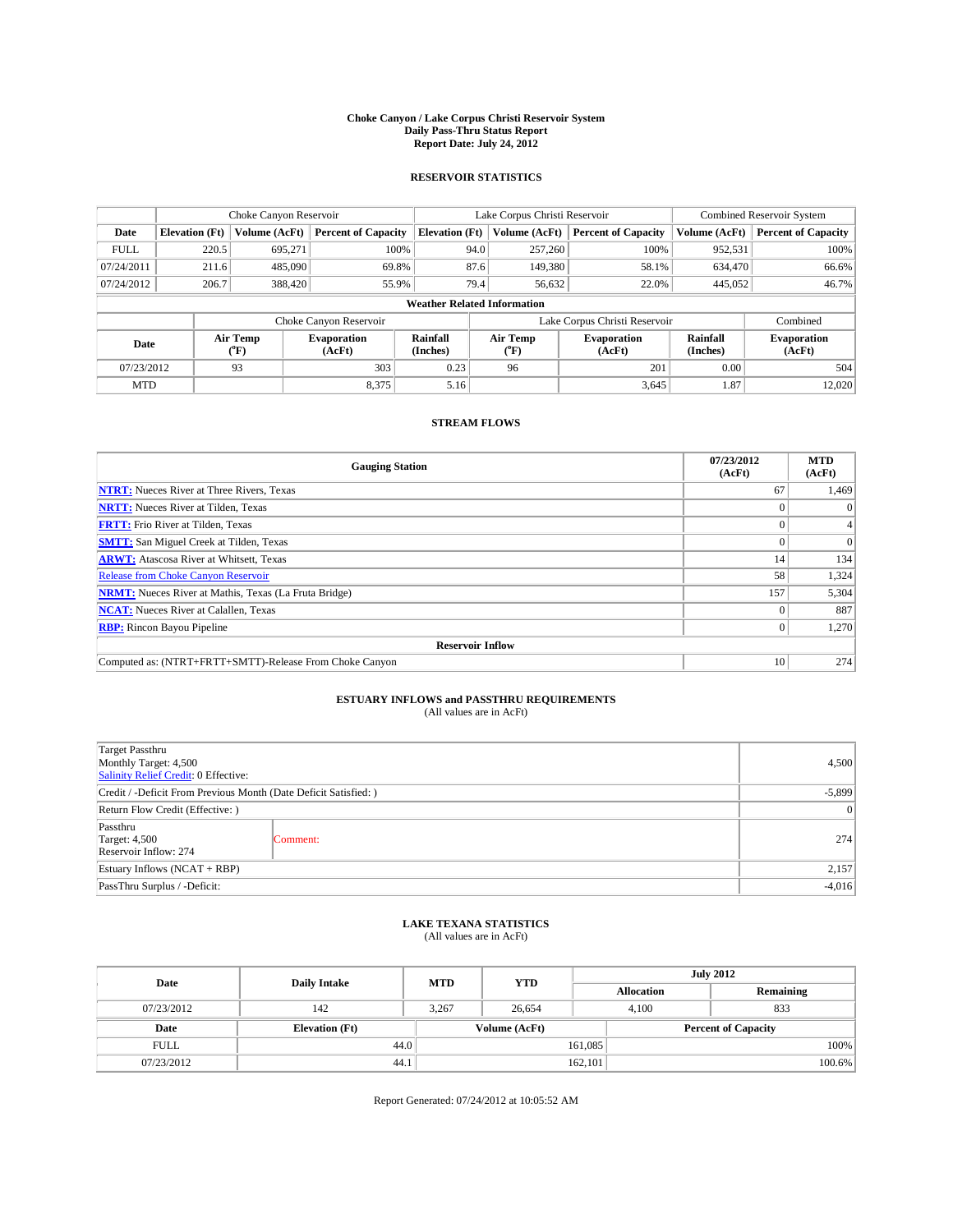# Choke Canyon / Lake Corpus Christi Reservoir System
## Daily Pass-Thru Status Report
## Report Date: July 24, 2012

### RESERVOIR STATISTICS

| | Choke Canyon Reservoir | | | Lake Corpus Christi Reservoir | | | Combined Reservoir System | |
|---|---|---|---|---|---|---|---|---|
| Date | Elevation (Ft) | Volume (AcFt) | Percent of Capacity | Elevation (Ft) | Volume (AcFt) | Percent of Capacity | Volume (AcFt) | Percent of Capacity |
| FULL | 220.5 | 695,271 | 100% | 94.0 | 257,260 | 100% | 952,531 | 100% |
| 07/24/2011 | 211.6 | 485,090 | 69.8% | 87.6 | 149,380 | 58.1% | 634,470 | 66.6% |
| 07/24/2012 | 206.7 | 388,420 | 55.9% | 79.4 | 56,632 | 22.0% | 445,052 | 46.7% |

**Weather Related Information**

| | Choke Canyon Reservoir | | | Lake Corpus Christi Reservoir | | | Combined |
|---|---|---|---|---|---|---|---|
| Date | Air Temp (°F) | Evaporation (AcFt) | Rainfall (Inches) | Air Temp (°F) | Evaporation (AcFt) | Rainfall (Inches) | Evaporation (AcFt) |
| 07/23/2012 | 93 | 303 | 0.23 | 96 | 201 | 0.00 | 504 |
| MTD | | 8,375 | 5.16 | | 3,645 | 1.87 | 12,020 |

### STREAM FLOWS

| Gauging Station | 07/23/2012 (AcFt) | MTD (AcFt) |
|---|---|---|
| NTRT: Nueces River at Three Rivers, Texas | 67 | 1,469 |
| NRTT: Nueces River at Tilden, Texas | 0 | 0 |
| FRTT: Frio River at Tilden, Texas | 0 | 4 |
| SMTT: San Miguel Creek at Tilden, Texas | 0 | 0 |
| ARWT: Atascosa River at Whitsett, Texas | 14 | 134 |
| Release from Choke Canyon Reservoir | 58 | 1,324 |
| NRMT: Nueces River at Mathis, Texas (La Fruta Bridge) | 157 | 5,304 |
| NCAT: Nueces River at Calallen, Texas | 0 | 887 |
| RBP: Rincon Bayou Pipeline | 0 | 1,270 |
| **Reservoir Inflow** | | |
| Computed as: (NTRT+FRTT+SMTT)-Release From Choke Canyon | 10 | 274 |

### ESTUARY INFLOWS and PASSTHRU REQUIREMENTS
(All values are in AcFt)

| | | |
|---|---|---|
| Target Passthru<br>Monthly Target: 4,500<br>Salinity Relief Credit: 0 Effective: | | 4,500 |
| Credit / -Deficit From Previous Month (Date Deficit Satisfied: ) | | -5,899 |
| Return Flow Credit (Effective: ) | | 0 |
| Passthru<br>Target: 4,500<br>Reservoir Inflow: 274 | Comment: | 274 |
| Estuary Inflows (NCAT + RBP) | | 2,157 |
| PassThru Surplus / -Deficit: | | -4,016 |

### LAKE TEXANA STATISTICS
(All values are in AcFt)

| Date | Daily Intake | MTD | YTD | July 2012 Allocation | July 2012 Remaining |
|---|---|---|---|---|---|
| 07/23/2012 | 142 | 3,267 | 26,654 | 4,100 | 833 |

| Date | Elevation (Ft) | Volume (AcFt) | Percent of Capacity |
|---|---|---|---|
| FULL | 44.0 | 161,085 | 100% |
| 07/23/2012 | 44.1 | 162,101 | 100.6% |

Report Generated: 07/24/2012 at 10:05:52 AM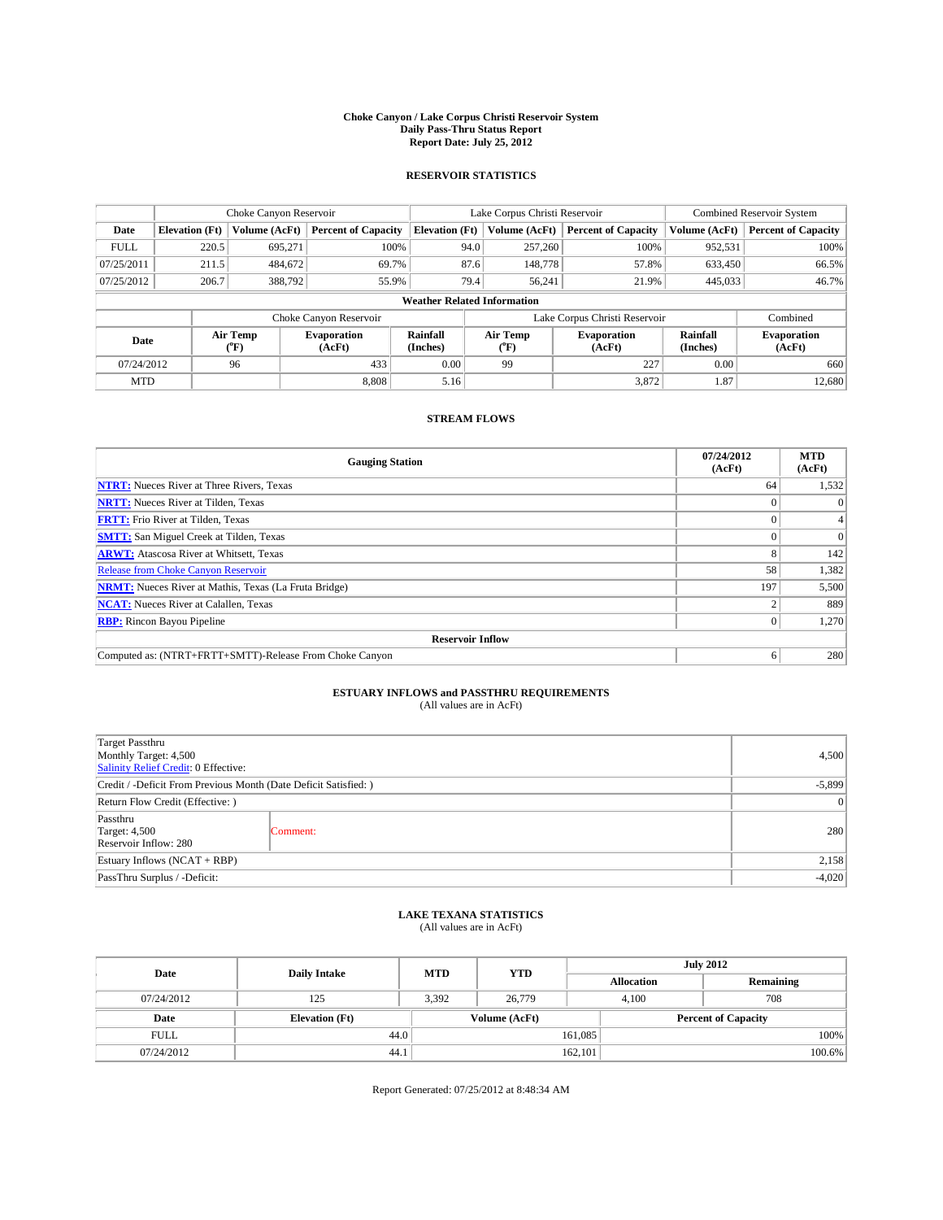# Choke Canyon / Lake Corpus Christi Reservoir System
## Daily Pass-Thru Status Report
## Report Date: July 25, 2012

### RESERVOIR STATISTICS

| | Choke Canyon Reservoir | | | Lake Corpus Christi Reservoir | | | Combined Reservoir System | |
|---|---|---|---|---|---|---|---|---|
| Date | Elevation (Ft) | Volume (AcFt) | Percent of Capacity | Elevation (Ft) | Volume (AcFt) | Percent of Capacity | Volume (AcFt) | Percent of Capacity |
| FULL | 220.5 | 695,271 | 100% | 94.0 | 257,260 | 100% | 952,531 | 100% |
| 07/25/2011 | 211.5 | 484,672 | 69.7% | 87.6 | 148,778 | 57.8% | 633,450 | 66.5% |
| 07/25/2012 | 206.7 | 388,792 | 55.9% | 79.4 | 56,241 | 21.9% | 445,033 | 46.7% |

**Weather Related Information**

| | Choke Canyon Reservoir | | | Lake Corpus Christi Reservoir | | | Combined |
|---|---|---|---|---|---|---|---|
| Date | Air Temp (°F) | Evaporation (AcFt) | Rainfall (Inches) | Air Temp (°F) | Evaporation (AcFt) | Rainfall (Inches) | Evaporation (AcFt) |
| 07/24/2012 | 96 | 433 | 0.00 | 99 | 227 | 0.00 | 660 |
| MTD | | 8,808 | 5.16 | | 3,872 | 1.87 | 12,680 |

### STREAM FLOWS

| Gauging Station | 07/24/2012 (AcFt) | MTD (AcFt) |
|---|---|---|
| NTRT: Nueces River at Three Rivers, Texas | 64 | 1,532 |
| NRTT: Nueces River at Tilden, Texas | 0 | 0 |
| FRTT: Frio River at Tilden, Texas | 0 | 4 |
| SMTT: San Miguel Creek at Tilden, Texas | 0 | 0 |
| ARWT: Atascosa River at Whitsett, Texas | 8 | 142 |
| Release from Choke Canyon Reservoir | 58 | 1,382 |
| NRMT: Nueces River at Mathis, Texas (La Fruta Bridge) | 197 | 5,500 |
| NCAT: Nueces River at Calallen, Texas | 2 | 889 |
| RBP: Rincon Bayou Pipeline | 0 | 1,270 |
| **Reservoir Inflow** | | |
| Computed as: (NTRT+FRTT+SMTT)-Release From Choke Canyon | 6 | 280 |

### ESTUARY INFLOWS and PASSTHRU REQUIREMENTS
(All values are in AcFt)

| | | |
|---|---|---|
| Target Passthru<br>Monthly Target: 4,500<br>Salinity Relief Credit: 0 Effective: | | 4,500 |
| Credit / -Deficit From Previous Month (Date Deficit Satisfied: ) | | -5,899 |
| Return Flow Credit (Effective: ) | | 0 |
| Passthru<br>Target: 4,500<br>Reservoir Inflow: 280 | Comment: | 280 |
| Estuary Inflows (NCAT + RBP) | | 2,158 |
| PassThru Surplus / -Deficit: | | -4,020 |

### LAKE TEXANA STATISTICS
(All values are in AcFt)

| Date | Daily Intake | MTD | YTD | July 2012 Allocation | July 2012 Remaining |
|---|---|---|---|---|---|
| 07/24/2012 | 125 | 3,392 | 26,779 | 4,100 | 708 |

| Date | Elevation (Ft) | Volume (AcFt) | Percent of Capacity |
|---|---|---|---|
| FULL | 44.0 | 161,085 | 100% |
| 07/24/2012 | 44.1 | 162,101 | 100.6% |

Report Generated: 07/25/2012 at 8:48:34 AM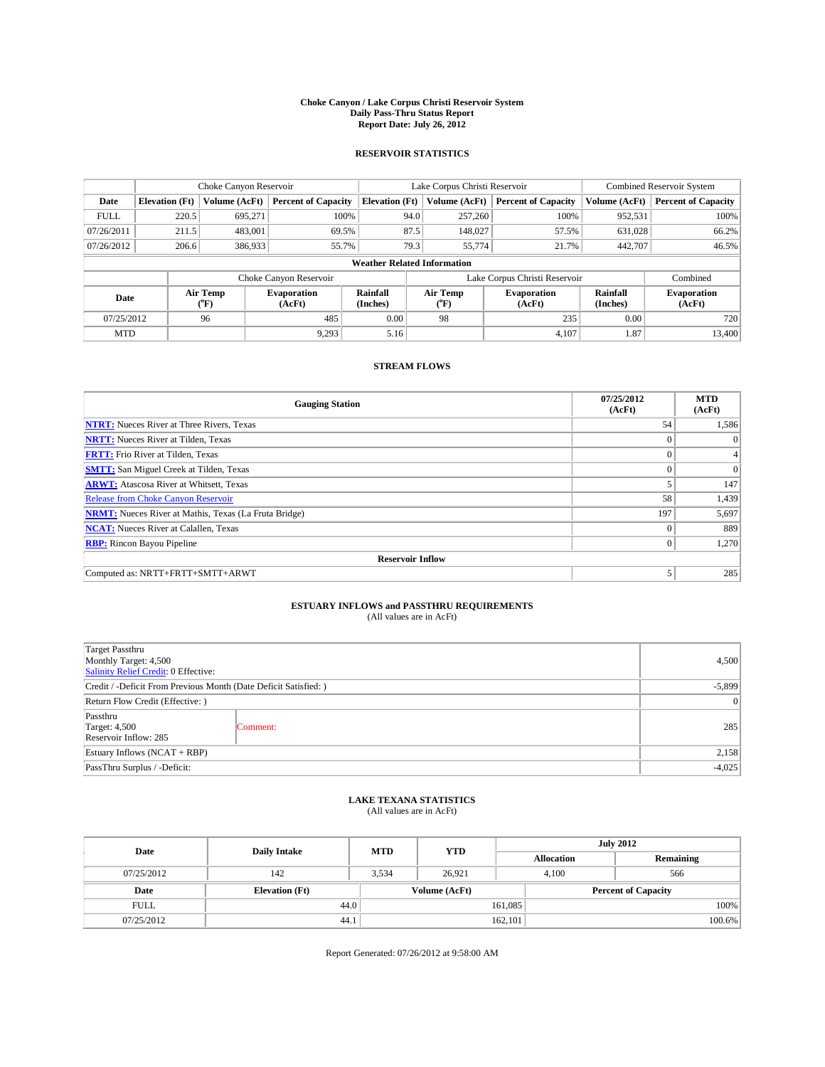# Choke Canyon / Lake Corpus Christi Reservoir System
## Daily Pass-Thru Status Report
## Report Date: July 26, 2012

### RESERVOIR STATISTICS

| | Choke Canyon Reservoir | | | Lake Corpus Christi Reservoir | | | Combined Reservoir System | |
|---|---|---|---|---|---|---|---|---|
| Date | Elevation (Ft) | Volume (AcFt) | Percent of Capacity | Elevation (Ft) | Volume (AcFt) | Percent of Capacity | Volume (AcFt) | Percent of Capacity |
| FULL | 220.5 | 695,271 | 100% | 94.0 | 257,260 | 100% | 952,531 | 100% |
| 07/26/2011 | 211.5 | 483,001 | 69.5% | 87.5 | 148,027 | 57.5% | 631,028 | 66.2% |
| 07/26/2012 | 206.6 | 386,933 | 55.7% | 79.3 | 55,774 | 21.7% | 442,707 | 46.5% |

**Weather Related Information**

| | Choke Canyon Reservoir | | | Lake Corpus Christi Reservoir | | | Combined |
|---|---|---|---|---|---|---|---|
| Date | Air Temp (°F) | Evaporation (AcFt) | Rainfall (Inches) | Air Temp (°F) | Evaporation (AcFt) | Rainfall (Inches) | Evaporation (AcFt) |
| 07/25/2012 | 96 | 485 | 0.00 | 98 | 235 | 0.00 | 720 |
| MTD | | 9,293 | 5.16 | | 4,107 | 1.87 | 13,400 |

### STREAM FLOWS

| Gauging Station | 07/25/2012 (AcFt) | MTD (AcFt) |
|---|---|---|
| NTRT: Nueces River at Three Rivers, Texas | 54 | 1,586 |
| NRTT: Nueces River at Tilden, Texas | 0 | 0 |
| FRTT: Frio River at Tilden, Texas | 0 | 4 |
| SMTT: San Miguel Creek at Tilden, Texas | 0 | 0 |
| ARWT: Atascosa River at Whitsett, Texas | 5 | 147 |
| Release from Choke Canyon Reservoir | 58 | 1,439 |
| NRMT: Nueces River at Mathis, Texas (La Fruta Bridge) | 197 | 5,697 |
| NCAT: Nueces River at Calallen, Texas | 0 | 889 |
| RBP: Rincon Bayou Pipeline | 0 | 1,270 |
| **Reservoir Inflow** | | |
| Computed as: NRTT+FRTT+SMTT+ARWT | 5 | 285 |

### ESTUARY INFLOWS and PASSTHRU REQUIREMENTS
(All values are in AcFt)

| | | |
|---|---|---|
| Target Passthru<br>Monthly Target: 4,500<br>Salinity Relief Credit: 0 Effective: | | 4,500 |
| Credit / -Deficit From Previous Month (Date Deficit Satisfied: ) | | -5,899 |
| Return Flow Credit (Effective: ) | | 0 |
| Passthru<br>Target: 4,500<br>Reservoir Inflow: 285 | Comment: | 285 |
| Estuary Inflows (NCAT + RBP) | | 2,158 |
| PassThru Surplus / -Deficit: | | -4,025 |

### LAKE TEXANA STATISTICS
(All values are in AcFt)

| Date | Daily Intake | MTD | YTD | July 2012 Allocation | July 2012 Remaining |
|---|---|---|---|---|---|
| 07/25/2012 | 142 | 3,534 | 26,921 | 4,100 | 566 |

| Date | Elevation (Ft) | Volume (AcFt) | Percent of Capacity |
|---|---|---|---|
| FULL | 44.0 | 161,085 | 100% |
| 07/25/2012 | 44.1 | 162,101 | 100.6% |

Report Generated: 07/26/2012 at 9:58:00 AM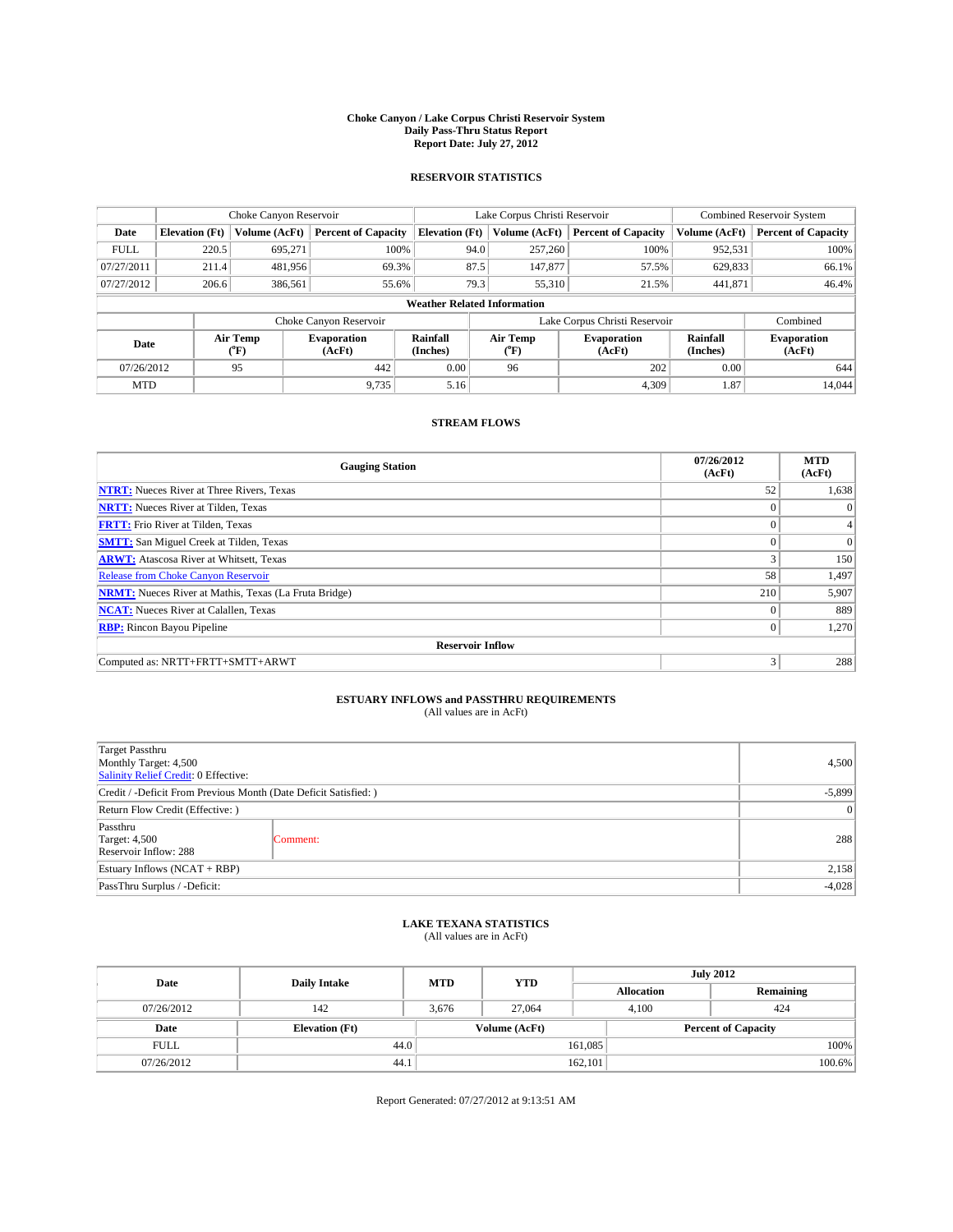# Choke Canyon / Lake Corpus Christi Reservoir System
## Daily Pass-Thru Status Report
## Report Date: July 27, 2012

### RESERVOIR STATISTICS

| | Choke Canyon Reservoir | | | Lake Corpus Christi Reservoir | | | Combined Reservoir System | |
|---|---|---|---|---|---|---|---|---|
| Date | Elevation (Ft) | Volume (AcFt) | Percent of Capacity | Elevation (Ft) | Volume (AcFt) | Percent of Capacity | Volume (AcFt) | Percent of Capacity |
| FULL | 220.5 | 695,271 | 100% | 94.0 | 257,260 | 100% | 952,531 | 100% |
| 07/27/2011 | 211.4 | 481,956 | 69.3% | 87.5 | 147,877 | 57.5% | 629,833 | 66.1% |
| 07/27/2012 | 206.6 | 386,561 | 55.6% | 79.3 | 55,310 | 21.5% | 441,871 | 46.4% |

**Weather Related Information**

| | Choke Canyon Reservoir | | | Lake Corpus Christi Reservoir | | | Combined |
|---|---|---|---|---|---|---|---|
| Date | Air Temp (°F) | Evaporation (AcFt) | Rainfall (Inches) | Air Temp (°F) | Evaporation (AcFt) | Rainfall (Inches) | Evaporation (AcFt) |
| 07/26/2012 | 95 | 442 | 0.00 | 96 | 202 | 0.00 | 644 |
| MTD | | 9,735 | 5.16 | | 4,309 | 1.87 | 14,044 |

### STREAM FLOWS

| Gauging Station | 07/26/2012 (AcFt) | MTD (AcFt) |
|---|---|---|
| NTRT: Nueces River at Three Rivers, Texas | 52 | 1,638 |
| NRTT: Nueces River at Tilden, Texas | 0 | 0 |
| FRTT: Frio River at Tilden, Texas | 0 | 4 |
| SMTT: San Miguel Creek at Tilden, Texas | 0 | 0 |
| ARWT: Atascosa River at Whitsett, Texas | 3 | 150 |
| Release from Choke Canyon Reservoir | 58 | 1,497 |
| NRMT: Nueces River at Mathis, Texas (La Fruta Bridge) | 210 | 5,907 |
| NCAT: Nueces River at Calallen, Texas | 0 | 889 |
| RBP: Rincon Bayou Pipeline | 0 | 1,270 |
| **Reservoir Inflow** | | |
| Computed as: NRTT+FRTT+SMTT+ARWT | 3 | 288 |

### ESTUARY INFLOWS and PASSTHRU REQUIREMENTS
(All values are in AcFt)

| | | |
|---|---|---|
| Target Passthru<br>Monthly Target: 4,500<br>Salinity Relief Credit: 0 Effective: | | 4,500 |
| Credit / -Deficit From Previous Month (Date Deficit Satisfied: ) | | -5,899 |
| Return Flow Credit (Effective: ) | | 0 |
| Passthru<br>Target: 4,500<br>Reservoir Inflow: 288 | Comment: | 288 |
| Estuary Inflows (NCAT + RBP) | | 2,158 |
| PassThru Surplus / -Deficit: | | -4,028 |

### LAKE TEXANA STATISTICS
(All values are in AcFt)

| Date | Daily Intake | MTD | YTD | July 2012 Allocation | July 2012 Remaining |
|---|---|---|---|---|---|
| 07/26/2012 | 142 | 3,676 | 27,064 | 4,100 | 424 |

| Date | Elevation (Ft) | Volume (AcFt) | Percent of Capacity |
|---|---|---|---|
| FULL | 44.0 | 161,085 | 100% |
| 07/26/2012 | 44.1 | 162,101 | 100.6% |

Report Generated: 07/27/2012 at 9:13:51 AM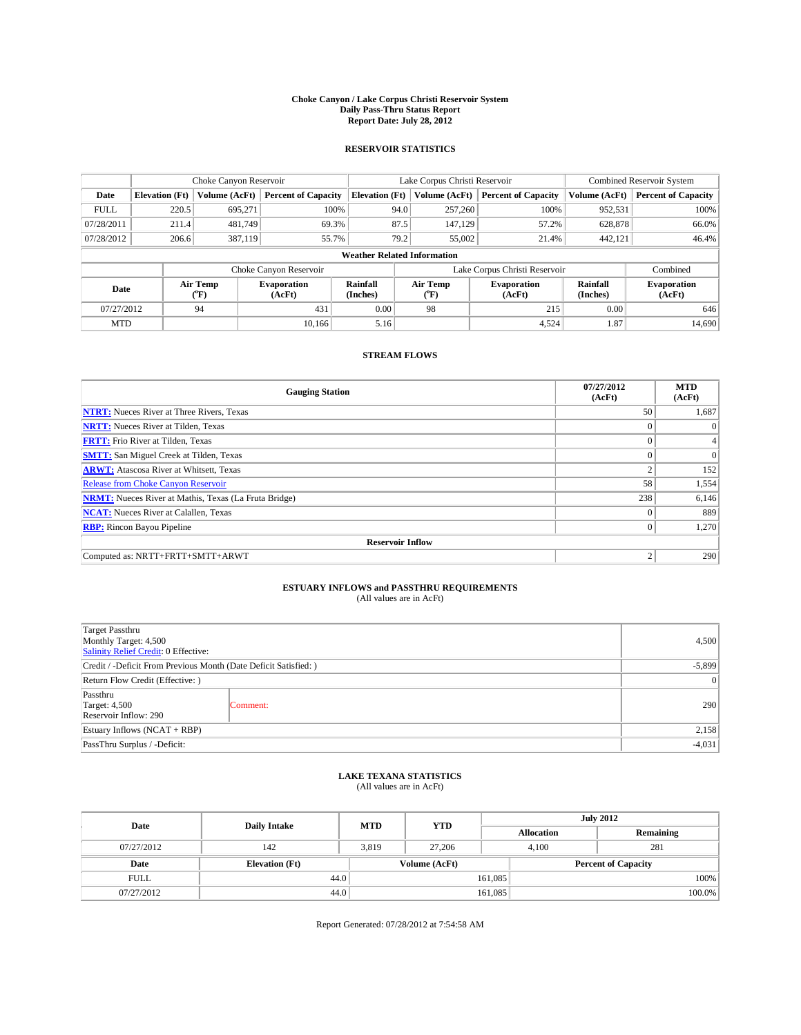# Choke Canyon / Lake Corpus Christi Reservoir System
## Daily Pass-Thru Status Report
## Report Date: July 28, 2012

### RESERVOIR STATISTICS

| | Choke Canyon Reservoir | | | Lake Corpus Christi Reservoir | | | Combined Reservoir System | |
|---|---|---|---|---|---|---|---|---|
| Date | Elevation (Ft) | Volume (AcFt) | Percent of Capacity | Elevation (Ft) | Volume (AcFt) | Percent of Capacity | Volume (AcFt) | Percent of Capacity |
| FULL | 220.5 | 695,271 | 100% | 94.0 | 257,260 | 100% | 952,531 | 100% |
| 07/28/2011 | 211.4 | 481,749 | 69.3% | 87.5 | 147,129 | 57.2% | 628,878 | 66.0% |
| 07/28/2012 | 206.6 | 387,119 | 55.7% | 79.2 | 55,002 | 21.4% | 442,121 | 46.4% |

**Weather Related Information**

| | Choke Canyon Reservoir | | | Lake Corpus Christi Reservoir | | | Combined |
|---|---|---|---|---|---|---|---|
| Date | Air Temp (°F) | Evaporation (AcFt) | Rainfall (Inches) | Air Temp (°F) | Evaporation (AcFt) | Rainfall (Inches) | Evaporation (AcFt) |
| 07/27/2012 | 94 | 431 | 0.00 | 98 | 215 | 0.00 | 646 |
| MTD | | 10,166 | 5.16 | | 4,524 | 1.87 | 14,690 |

### STREAM FLOWS

| Gauging Station | 07/27/2012 (AcFt) | MTD (AcFt) |
|---|---|---|
| NTRT: Nueces River at Three Rivers, Texas | 50 | 1,687 |
| NRTT: Nueces River at Tilden, Texas | 0 | 0 |
| FRTT: Frio River at Tilden, Texas | 0 | 4 |
| SMTT: San Miguel Creek at Tilden, Texas | 0 | 0 |
| ARWT: Atascosa River at Whitsett, Texas | 2 | 152 |
| Release from Choke Canyon Reservoir | 58 | 1,554 |
| NRMT: Nueces River at Mathis, Texas (La Fruta Bridge) | 238 | 6,146 |
| NCAT: Nueces River at Calallen, Texas | 0 | 889 |
| RBP: Rincon Bayou Pipeline | 0 | 1,270 |
| **Reservoir Inflow** | | |
| Computed as: NRTT+FRTT+SMTT+ARWT | 2 | 290 |

### ESTUARY INFLOWS and PASSTHRU REQUIREMENTS
(All values are in AcFt)

| | | |
|---|---|---|
| Target Passthru<br>Monthly Target: 4,500<br>Salinity Relief Credit: 0 Effective: | | 4,500 |
| Credit / -Deficit From Previous Month (Date Deficit Satisfied: ) | | -5,899 |
| Return Flow Credit (Effective: ) | | 0 |
| Passthru<br>Target: 4,500<br>Reservoir Inflow: 290 | Comment: | 290 |
| Estuary Inflows (NCAT + RBP) | | 2,158 |
| PassThru Surplus / -Deficit: | | -4,031 |

### LAKE TEXANA STATISTICS
(All values are in AcFt)

| Date | Daily Intake | MTD | YTD | July 2012 Allocation | July 2012 Remaining |
|---|---|---|---|---|---|
| 07/27/2012 | 142 | 3,819 | 27,206 | 4,100 | 281 |

| Date | Elevation (Ft) | Volume (AcFt) | Percent of Capacity |
|---|---|---|---|
| FULL | 44.0 | 161,085 | 100% |
| 07/27/2012 | 44.0 | 161,085 | 100.0% |

Report Generated: 07/28/2012 at 7:54:58 AM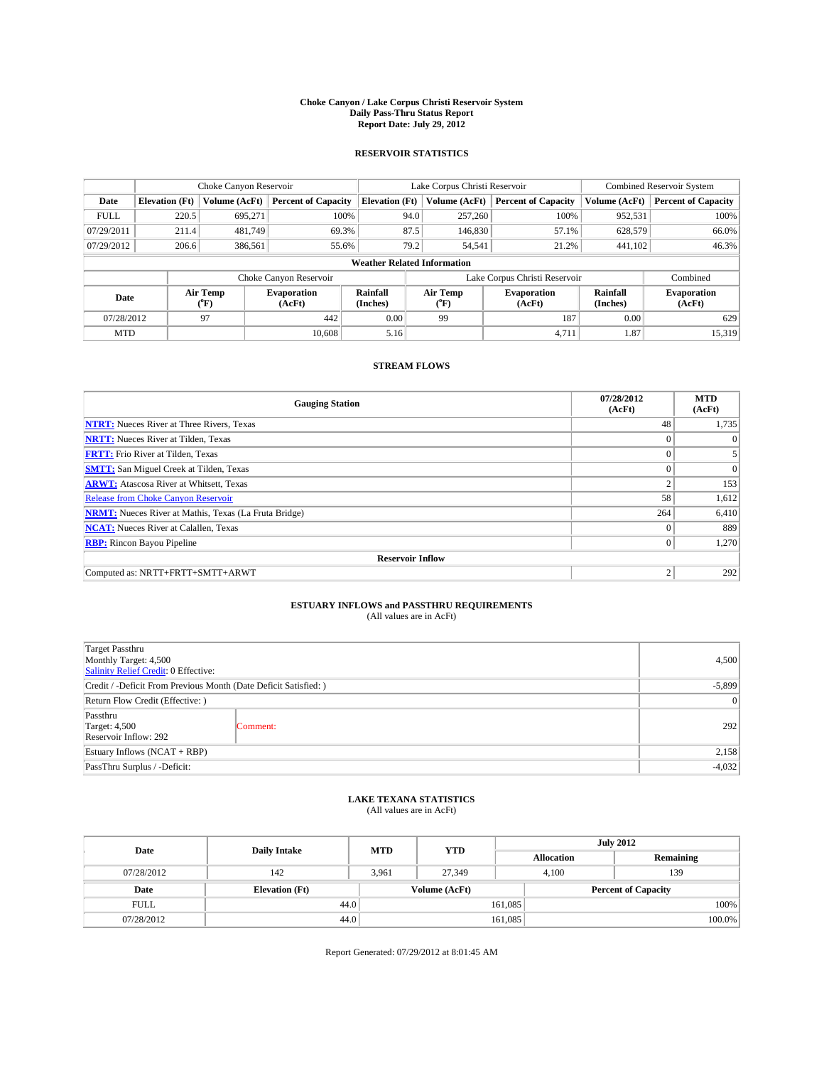# Choke Canyon / Lake Corpus Christi Reservoir System
## Daily Pass-Thru Status Report
## Report Date: July 29, 2012

### RESERVOIR STATISTICS

| | Choke Canyon Reservoir | | | Lake Corpus Christi Reservoir | | | Combined Reservoir System | |
|---|---|---|---|---|---|---|---|---|
| Date | Elevation (Ft) | Volume (AcFt) | Percent of Capacity | Elevation (Ft) | Volume (AcFt) | Percent of Capacity | Volume (AcFt) | Percent of Capacity |
| FULL | 220.5 | 695,271 | 100% | 94.0 | 257,260 | 100% | 952,531 | 100% |
| 07/29/2011 | 211.4 | 481,749 | 69.3% | 87.5 | 146,830 | 57.1% | 628,579 | 66.0% |
| 07/29/2012 | 206.6 | 386,561 | 55.6% | 79.2 | 54,541 | 21.2% | 441,102 | 46.3% |

**Weather Related Information**

| | Choke Canyon Reservoir | | | Lake Corpus Christi Reservoir | | | Combined |
|---|---|---|---|---|---|---|---|
| Date | Air Temp (°F) | Evaporation (AcFt) | Rainfall (Inches) | Air Temp (°F) | Evaporation (AcFt) | Rainfall (Inches) | Evaporation (AcFt) |
| 07/28/2012 | 97 | 442 | 0.00 | 99 | 187 | 0.00 | 629 |
| MTD | | 10,608 | 5.16 | | 4,711 | 1.87 | 15,319 |

### STREAM FLOWS

| Gauging Station | 07/28/2012 (AcFt) | MTD (AcFt) |
|---|---|---|
| NTRT: Nueces River at Three Rivers, Texas | 48 | 1,735 |
| NRTT: Nueces River at Tilden, Texas | 0 | 0 |
| FRTT: Frio River at Tilden, Texas | 0 | 5 |
| SMTT: San Miguel Creek at Tilden, Texas | 0 | 0 |
| ARWT: Atascosa River at Whitsett, Texas | 2 | 153 |
| Release from Choke Canyon Reservoir | 58 | 1,612 |
| NRMT: Nueces River at Mathis, Texas (La Fruta Bridge) | 264 | 6,410 |
| NCAT: Nueces River at Calallen, Texas | 0 | 889 |
| RBP: Rincon Bayou Pipeline | 0 | 1,270 |
| **Reservoir Inflow** | | |
| Computed as: NRTT+FRTT+SMTT+ARWT | 2 | 292 |

### ESTUARY INFLOWS and PASSTHRU REQUIREMENTS
(All values are in AcFt)

| | | |
|---|---|---|
| Target Passthru<br>Monthly Target: 4,500<br>Salinity Relief Credit: 0 Effective: | | 4,500 |
| Credit / -Deficit From Previous Month (Date Deficit Satisfied: ) | | -5,899 |
| Return Flow Credit (Effective: ) | | 0 |
| Passthru<br>Target: 4,500<br>Reservoir Inflow: 292 | Comment: | 292 |
| Estuary Inflows (NCAT + RBP) | | 2,158 |
| PassThru Surplus / -Deficit: | | -4,032 |

### LAKE TEXANA STATISTICS
(All values are in AcFt)

| Date | Daily Intake | MTD | YTD | July 2012 Allocation | July 2012 Remaining |
|---|---|---|---|---|---|
| 07/28/2012 | 142 | 3,961 | 27,349 | 4,100 | 139 |

| Date | Elevation (Ft) | Volume (AcFt) | Percent of Capacity |
|---|---|---|---|
| FULL | 44.0 | 161,085 | 100% |
| 07/28/2012 | 44.0 | 161,085 | 100.0% |

Report Generated: 07/29/2012 at 8:01:45 AM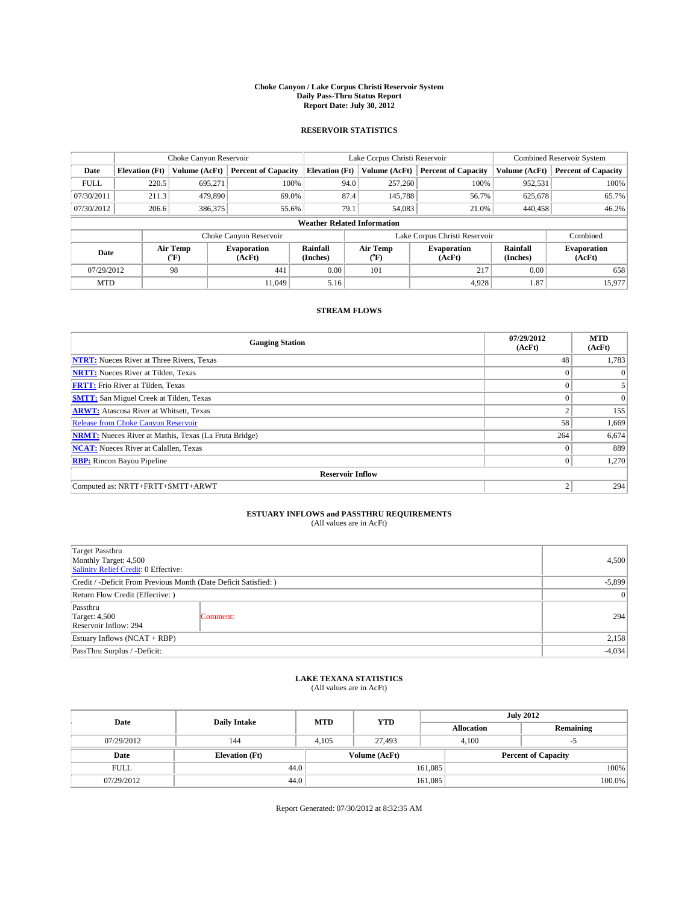# Choke Canyon / Lake Corpus Christi Reservoir System
## Daily Pass-Thru Status Report
### Report Date: July 30, 2012

## RESERVOIR STATISTICS

| | Choke Canyon Reservoir | | | Lake Corpus Christi Reservoir | | | Combined Reservoir System | |
|---|---|---|---|---|---|---|---|---|
| Date | Elevation (Ft) | Volume (AcFt) | Percent of Capacity | Elevation (Ft) | Volume (AcFt) | Percent of Capacity | Volume (AcFt) | Percent of Capacity |
| FULL | 220.5 | 695,271 | 100% | 94.0 | 257,260 | 100% | 952,531 | 100% |
| 07/30/2011 | 211.3 | 479,890 | 69.0% | 87.4 | 145,788 | 56.7% | 625,678 | 65.7% |
| 07/30/2012 | 206.6 | 386,375 | 55.6% | 79.1 | 54,083 | 21.0% | 440,458 | 46.2% |

**Weather Related Information**

| | Choke Canyon Reservoir | | | Lake Corpus Christi Reservoir | | | Combined |
|---|---|---|---|---|---|---|---|
| Date | Air Temp (°F) | Evaporation (AcFt) | Rainfall (Inches) | Air Temp (°F) | Evaporation (AcFt) | Rainfall (Inches) | Evaporation (AcFt) |
| 07/29/2012 | 98 | 441 | 0.00 | 101 | 217 | 0.00 | 658 |
| MTD | | 11,049 | 5.16 | | 4,928 | 1.87 | 15,977 |

## STREAM FLOWS

| Gauging Station | 07/29/2012 (AcFt) | MTD (AcFt) |
|---|---|---|
| NTRT: Nueces River at Three Rivers, Texas | 48 | 1,783 |
| NRTT: Nueces River at Tilden, Texas | 0 | 0 |
| FRTT: Frio River at Tilden, Texas | 0 | 5 |
| SMTT: San Miguel Creek at Tilden, Texas | 0 | 0 |
| ARWT: Atascosa River at Whitsett, Texas | 2 | 155 |
| Release from Choke Canyon Reservoir | 58 | 1,669 |
| NRMT: Nueces River at Mathis, Texas (La Fruta Bridge) | 264 | 6,674 |
| NCAT: Nueces River at Calallen, Texas | 0 | 889 |
| RBP: Rincon Bayou Pipeline | 0 | 1,270 |
| **Reservoir Inflow** | | |
| Computed as: NRTT+FRTT+SMTT+ARWT | 2 | 294 |

## ESTUARY INFLOWS and PASSTHRU REQUIREMENTS
(All values are in AcFt)

| | | |
|---|---|---|
| Target Passthru<br>Monthly Target: 4,500<br>Salinity Relief Credit: 0 Effective: | | 4,500 |
| Credit / -Deficit From Previous Month (Date Deficit Satisfied: ) | | -5,899 |
| Return Flow Credit (Effective: ) | | 0 |
| Passthru<br>Target: 4,500<br>Reservoir Inflow: 294 | Comment: | 294 |
| Estuary Inflows (NCAT + RBP) | | 2,158 |
| PassThru Surplus / -Deficit: | | -4,034 |

## LAKE TEXANA STATISTICS
(All values are in AcFt)

| Date | Daily Intake | MTD | YTD | July 2012 Allocation | July 2012 Remaining |
|---|---|---|---|---|---|
| 07/29/2012 | 144 | 4,105 | 27,493 | 4,100 | -5 |

| Date | Elevation (Ft) | Volume (AcFt) | Percent of Capacity |
|---|---|---|---|
| FULL | 44.0 | 161,085 | 100% |
| 07/29/2012 | 44.0 | 161,085 | 100.0% |

Report Generated: 07/30/2012 at 8:32:35 AM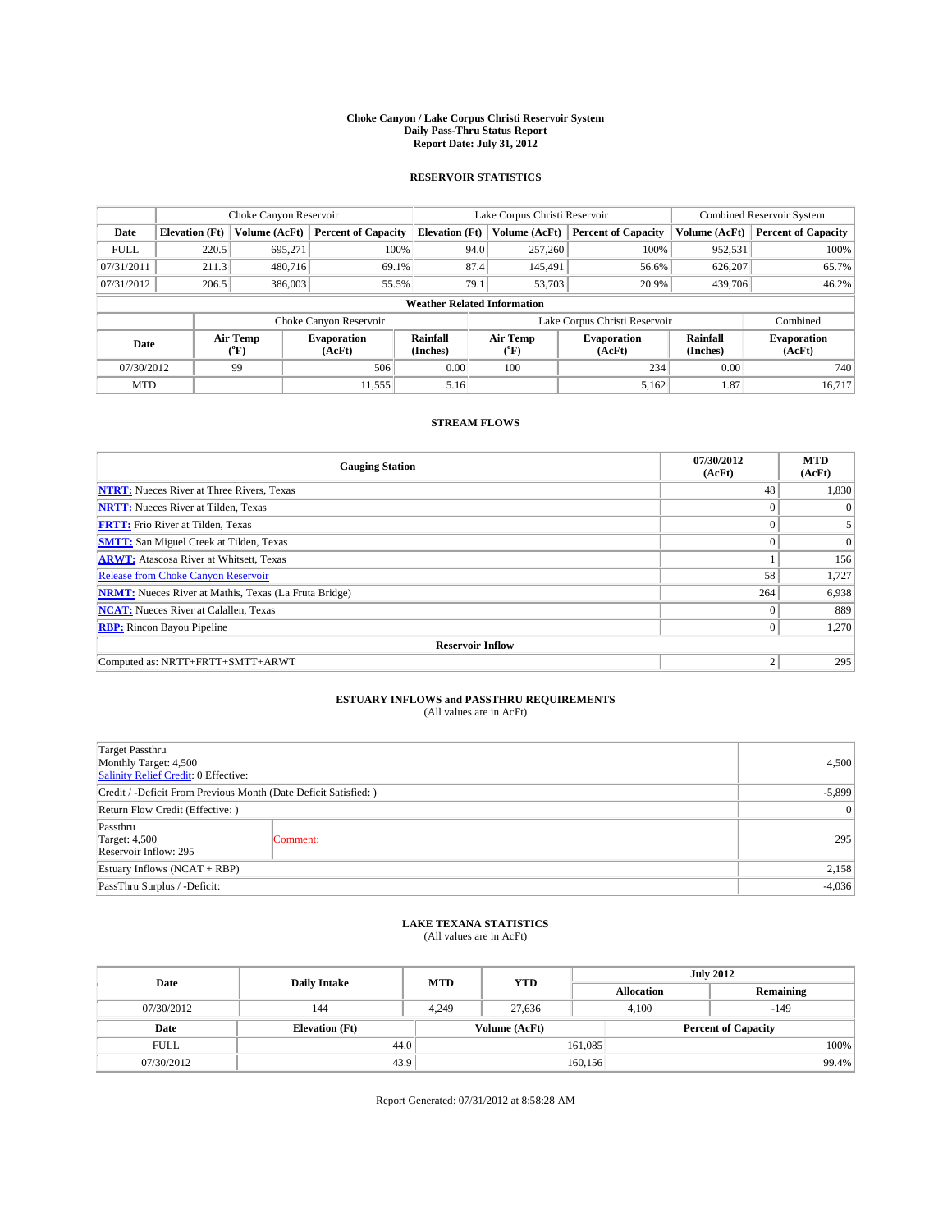**Choke Canyon / Lake Corpus Christi Reservoir System**
**Daily Pass-Thru Status Report**
**Report Date: July 31, 2012**

## RESERVOIR STATISTICS

| | Choke Canyon Reservoir | | | Lake Corpus Christi Reservoir | | | Combined Reservoir System | |
|---|---|---|---|---|---|---|---|---|
| **Date** | **Elevation (Ft)** | **Volume (AcFt)** | **Percent of Capacity** | **Elevation (Ft)** | **Volume (AcFt)** | **Percent of Capacity** | **Volume (AcFt)** | **Percent of Capacity** |
| FULL | 220.5 | 695,271 | 100% | 94.0 | 257,260 | 100% | 952,531 | 100% |
| 07/31/2011 | 211.3 | 480,716 | 69.1% | 87.4 | 145,491 | 56.6% | 626,207 | 65.7% |
| 07/31/2012 | 206.5 | 386,003 | 55.5% | 79.1 | 53,703 | 20.9% | 439,706 | 46.2% |

**Weather Related Information**

| | Choke Canyon Reservoir | | | Lake Corpus Christi Reservoir | | | Combined |
|---|---|---|---|---|---|---|---|
| **Date** | **Air Temp (°F)** | **Evaporation (AcFt)** | **Rainfall (Inches)** | **Air Temp (°F)** | **Evaporation (AcFt)** | **Rainfall (Inches)** | **Evaporation (AcFt)** |
| 07/30/2012 | 99 | 506 | 0.00 | 100 | 234 | 0.00 | 740 |
| MTD | | 11,555 | 5.16 | | 5,162 | 1.87 | 16,717 |

## STREAM FLOWS

| Gauging Station | 07/30/2012 (AcFt) | MTD (AcFt) |
|---|---|---|
| **NTRT:** Nueces River at Three Rivers, Texas | 48 | 1,830 |
| **NRTT:** Nueces River at Tilden, Texas | 0 | 0 |
| **FRTT:** Frio River at Tilden, Texas | 0 | 5 |
| **SMTT:** San Miguel Creek at Tilden, Texas | 0 | 0 |
| **ARWT:** Atascosa River at Whitsett, Texas | 1 | 156 |
| Release from Choke Canyon Reservoir | 58 | 1,727 |
| **NRMT:** Nueces River at Mathis, Texas (La Fruta Bridge) | 264 | 6,938 |
| **NCAT:** Nueces River at Calallen, Texas | 0 | 889 |
| **RBP:** Rincon Bayou Pipeline | 0 | 1,270 |
| **Reservoir Inflow** | | |
| Computed as: NRTT+FRTT+SMTT+ARWT | 2 | 295 |

## ESTUARY INFLOWS and PASSTHRU REQUIREMENTS
(All values are in AcFt)

| | | |
|---|---|---|
| Target Passthru<br>Monthly Target: 4,500<br>Salinity Relief Credit: 0 Effective: | | 4,500 |
| Credit / -Deficit From Previous Month (Date Deficit Satisfied: ) | | -5,899 |
| Return Flow Credit (Effective: ) | | 0 |
| Passthru<br>Target: 4,500<br>Reservoir Inflow: 295 | Comment: | 295 |
| Estuary Inflows (NCAT + RBP) | | 2,158 |
| PassThru Surplus / -Deficit: | | -4,036 |

## LAKE TEXANA STATISTICS
(All values are in AcFt)

| Date | Daily Intake | MTD | YTD | July 2012 Allocation | July 2012 Remaining |
|---|---|---|---|---|---|
| 07/30/2012 | 144 | 4,249 | 27,636 | 4,100 | -149 |

| Date | Elevation (Ft) | Volume (AcFt) | Percent of Capacity |
|---|---|---|---|
| FULL | 44.0 | 161,085 | 100% |
| 07/30/2012 | 43.9 | 160,156 | 99.4% |

Report Generated: 07/31/2012 at 8:58:28 AM